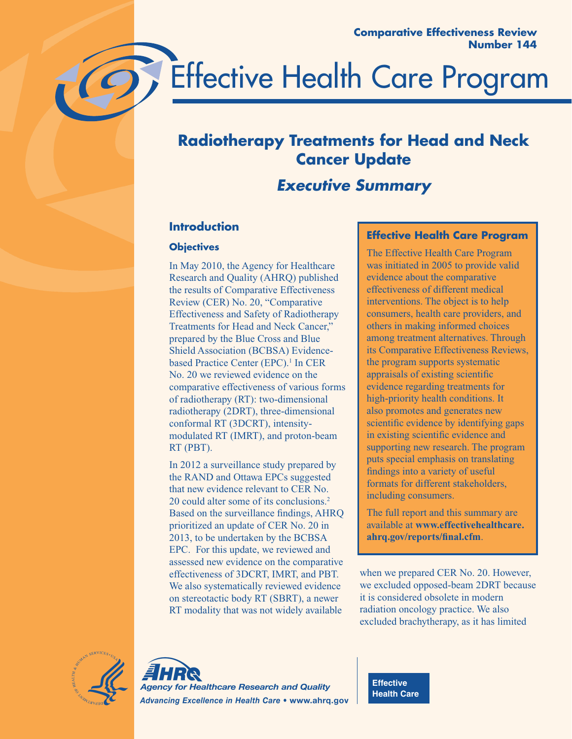Comparative Effectiveness Review
Number 144

# Effective Health Care Program

## Radiotherapy Treatments for Head and Neck Cancer Update

### *Executive Summary*

## Introduction

### Objectives

In May 2010, the Agency for Healthcare Research and Quality (AHRQ) published the results of Comparative Effectiveness Review (CER) No. 20, "Comparative Effectiveness and Safety of Radiotherapy Treatments for Head and Neck Cancer," prepared by the Blue Cross and Blue Shield Association (BCBSA) Evidence-based Practice Center (EPC).[1] In CER No. 20 we reviewed evidence on the comparative effectiveness of various forms of radiotherapy (RT): two-dimensional radiotherapy (2DRT), three-dimensional conformal RT (3DCRT), intensity-modulated RT (IMRT), and proton-beam RT (PBT).

In 2012 a surveillance study prepared by the RAND and Ottawa EPCs suggested that new evidence relevant to CER No. 20 could alter some of its conclusions.[2] Based on the surveillance findings, AHRQ prioritized an update of CER No. 20 in 2013, to be undertaken by the BCBSA EPC. For this update, we reviewed and assessed new evidence on the comparative effectiveness of 3DCRT, IMRT, and PBT. We also systematically reviewed evidence on stereotactic body RT (SBRT), a newer RT modality that was not widely available when we prepared CER No. 20. However, we excluded opposed-beam 2DRT because it is considered obsolete in modern radiation oncology practice. We also excluded brachytherapy, as it has limited

> **Effective Health Care Program**
>
> The Effective Health Care Program was initiated in 2005 to provide valid evidence about the comparative effectiveness of different medical interventions. The object is to help consumers, health care providers, and others in making informed choices among treatment alternatives. Through its Comparative Effectiveness Reviews, the program supports systematic appraisals of existing scientific evidence regarding treatments for high-priority health conditions. It also promotes and generates new scientific evidence by identifying gaps in existing scientific evidence and supporting new research. The program puts special emphasis on translating findings into a variety of useful formats for different stakeholders, including consumers.
>
> The full report and this summary are available at **www.effectivehealthcare.ahrq.gov/reports/final.cfm**.

Agency for Healthcare Research and Quality
Advancing Excellence in Health Care • www.ahrq.gov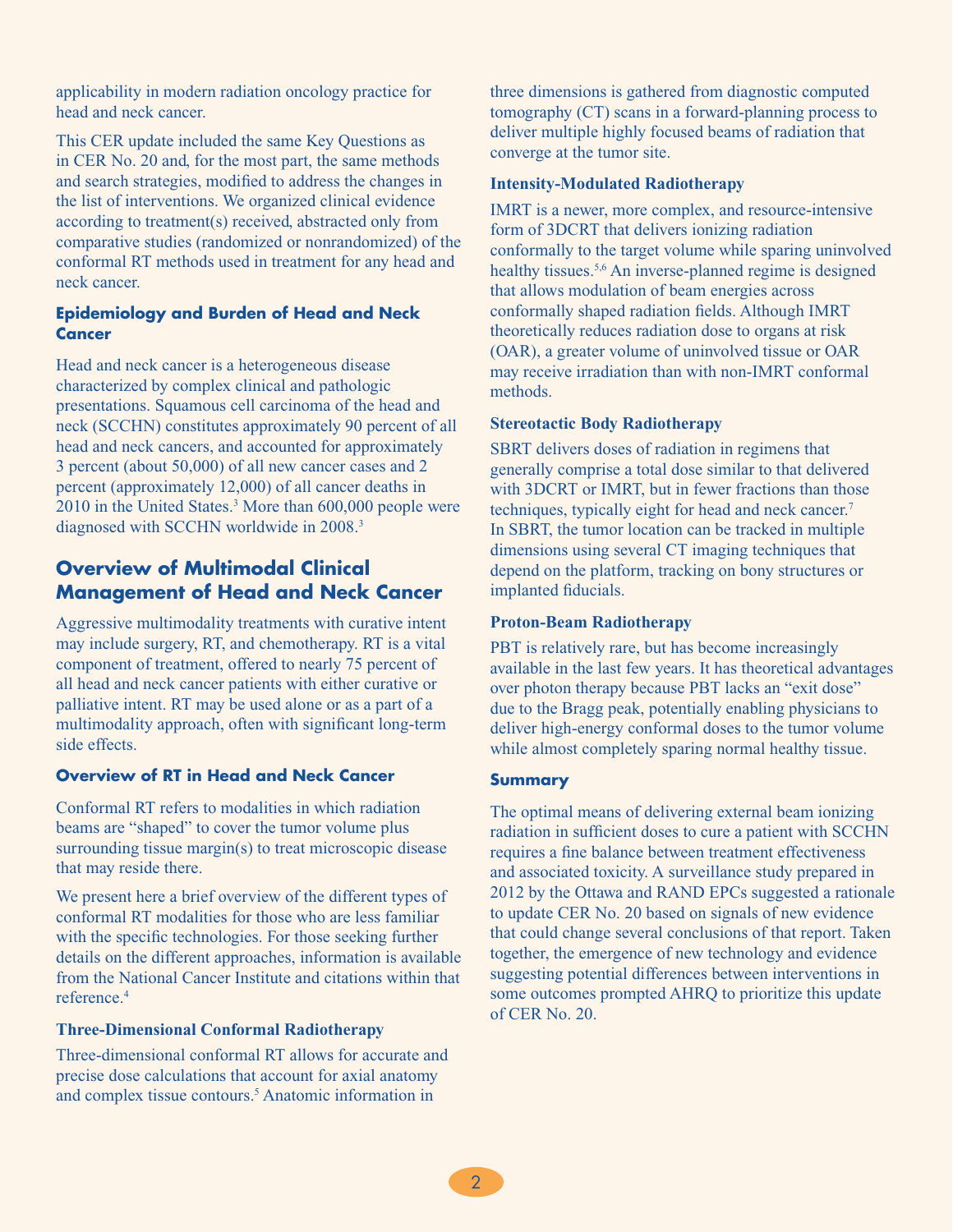applicability in modern radiation oncology practice for head and neck cancer.

This CER update included the same Key Questions as in CER No. 20 and, for the most part, the same methods and search strategies, modified to address the changes in the list of interventions. We organized clinical evidence according to treatment(s) received, abstracted only from comparative studies (randomized or nonrandomized) of the conformal RT methods used in treatment for any head and neck cancer.

### Epidemiology and Burden of Head and Neck Cancer

Head and neck cancer is a heterogeneous disease characterized by complex clinical and pathologic presentations. Squamous cell carcinoma of the head and neck (SCCHN) constitutes approximately 90 percent of all head and neck cancers, and accounted for approximately 3 percent (about 50,000) of all new cancer cases and 2 percent (approximately 12,000) of all cancer deaths in 2010 in the United States.[3] More than 600,000 people were diagnosed with SCCHN worldwide in 2008.[3]

## Overview of Multimodal Clinical Management of Head and Neck Cancer

Aggressive multimodality treatments with curative intent may include surgery, RT, and chemotherapy. RT is a vital component of treatment, offered to nearly 75 percent of all head and neck cancer patients with either curative or palliative intent. RT may be used alone or as a part of a multimodality approach, often with significant long-term side effects.

### Overview of RT in Head and Neck Cancer

Conformal RT refers to modalities in which radiation beams are "shaped" to cover the tumor volume plus surrounding tissue margin(s) to treat microscopic disease that may reside there.

We present here a brief overview of the different types of conformal RT modalities for those who are less familiar with the specific technologies. For those seeking further details on the different approaches, information is available from the National Cancer Institute and citations within that reference.[4]

#### Three-Dimensional Conformal Radiotherapy

Three-dimensional conformal RT allows for accurate and precise dose calculations that account for axial anatomy and complex tissue contours.[5] Anatomic information in three dimensions is gathered from diagnostic computed tomography (CT) scans in a forward-planning process to deliver multiple highly focused beams of radiation that converge at the tumor site.

#### Intensity-Modulated Radiotherapy

IMRT is a newer, more complex, and resource-intensive form of 3DCRT that delivers ionizing radiation conformally to the target volume while sparing uninvolved healthy tissues.[5,6] An inverse-planned regime is designed that allows modulation of beam energies across conformally shaped radiation fields. Although IMRT theoretically reduces radiation dose to organs at risk (OAR), a greater volume of uninvolved tissue or OAR may receive irradiation than with non-IMRT conformal methods.

#### Stereotactic Body Radiotherapy

SBRT delivers doses of radiation in regimens that generally comprise a total dose similar to that delivered with 3DCRT or IMRT, but in fewer fractions than those techniques, typically eight for head and neck cancer.[7] In SBRT, the tumor location can be tracked in multiple dimensions using several CT imaging techniques that depend on the platform, tracking on bony structures or implanted fiducials.

#### Proton-Beam Radiotherapy

PBT is relatively rare, but has become increasingly available in the last few years. It has theoretical advantages over photon therapy because PBT lacks an "exit dose" due to the Bragg peak, potentially enabling physicians to deliver high-energy conformal doses to the tumor volume while almost completely sparing normal healthy tissue.

### Summary

The optimal means of delivering external beam ionizing radiation in sufficient doses to cure a patient with SCCHN requires a fine balance between treatment effectiveness and associated toxicity. A surveillance study prepared in 2012 by the Ottawa and RAND EPCs suggested a rationale to update CER No. 20 based on signals of new evidence that could change several conclusions of that report. Taken together, the emergence of new technology and evidence suggesting potential differences between interventions in some outcomes prompted AHRQ to prioritize this update of CER No. 20.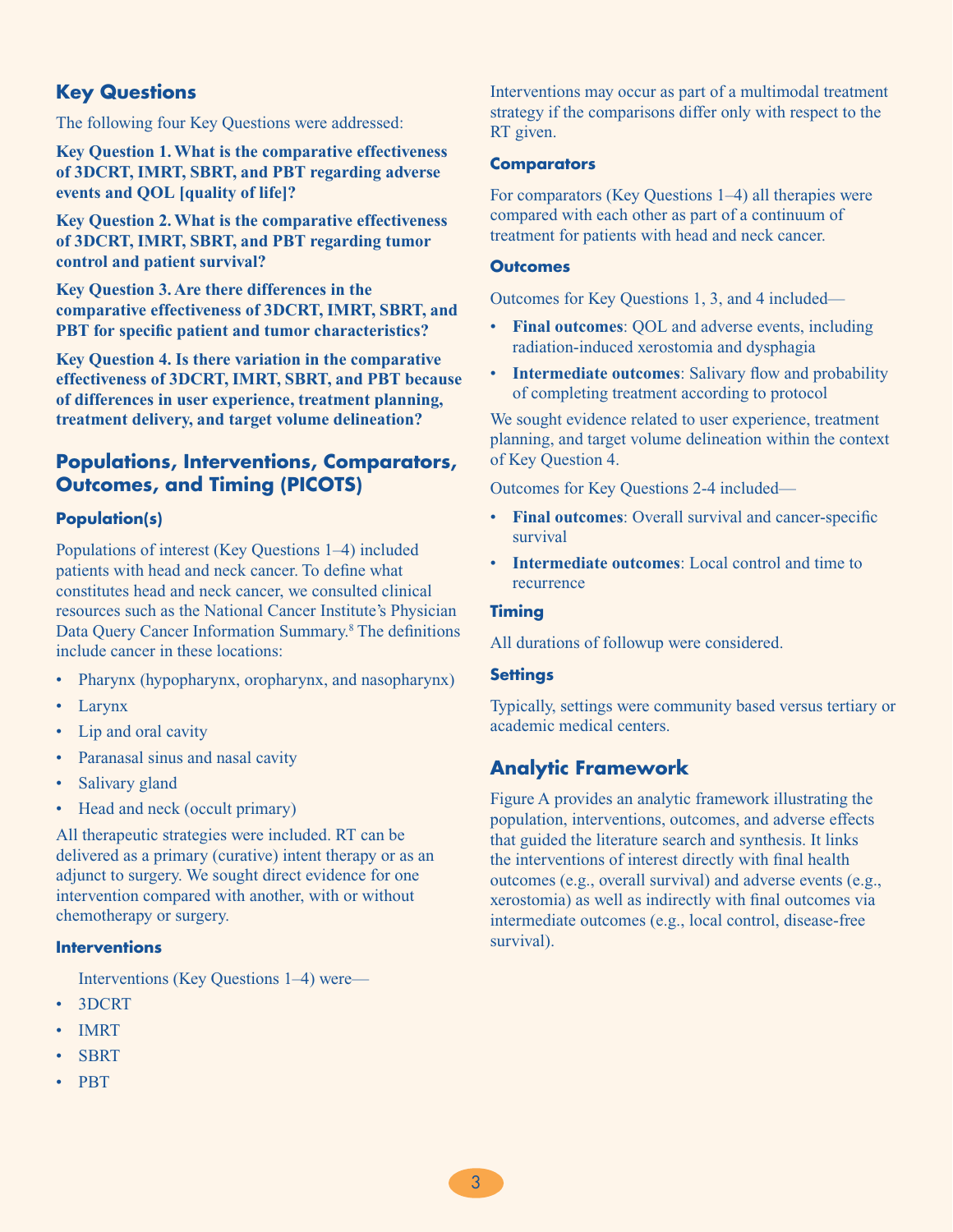## Key Questions

The following four Key Questions were addressed:

**Key Question 1. What is the comparative effectiveness of 3DCRT, IMRT, SBRT, and PBT regarding adverse events and QOL [quality of life]?**

**Key Question 2. What is the comparative effectiveness of 3DCRT, IMRT, SBRT, and PBT regarding tumor control and patient survival?**

**Key Question 3. Are there differences in the comparative effectiveness of 3DCRT, IMRT, SBRT, and PBT for specific patient and tumor characteristics?**

**Key Question 4. Is there variation in the comparative effectiveness of 3DCRT, IMRT, SBRT, and PBT because of differences in user experience, treatment planning, treatment delivery, and target volume delineation?**

## Populations, Interventions, Comparators, Outcomes, and Timing (PICOTS)

### Population(s)

Populations of interest (Key Questions 1–4) included patients with head and neck cancer. To define what constitutes head and neck cancer, we consulted clinical resources such as the National Cancer Institute's Physician Data Query Cancer Information Summary.[8] The definitions include cancer in these locations:

- Pharynx (hypopharynx, oropharynx, and nasopharynx)
- Larynx
- Lip and oral cavity
- Paranasal sinus and nasal cavity
- Salivary gland
- Head and neck (occult primary)

All therapeutic strategies were included. RT can be delivered as a primary (curative) intent therapy or as an adjunct to surgery. We sought direct evidence for one intervention compared with another, with or without chemotherapy or surgery.

### Interventions

Interventions (Key Questions 1–4) were—

- 3DCRT
- IMRT
- SBRT
- PBT

Interventions may occur as part of a multimodal treatment strategy if the comparisons differ only with respect to the RT given.

### Comparators

For comparators (Key Questions 1–4) all therapies were compared with each other as part of a continuum of treatment for patients with head and neck cancer.

### Outcomes

Outcomes for Key Questions 1, 3, and 4 included—

- **Final outcomes**: QOL and adverse events, including radiation-induced xerostomia and dysphagia
- **Intermediate outcomes**: Salivary flow and probability of completing treatment according to protocol

We sought evidence related to user experience, treatment planning, and target volume delineation within the context of Key Question 4.

Outcomes for Key Questions 2-4 included—

- **Final outcomes**: Overall survival and cancer-specific survival
- **Intermediate outcomes**: Local control and time to recurrence

### Timing

All durations of followup were considered.

### Settings

Typically, settings were community based versus tertiary or academic medical centers.

## Analytic Framework

Figure A provides an analytic framework illustrating the population, interventions, outcomes, and adverse effects that guided the literature search and synthesis. It links the interventions of interest directly with final health outcomes (e.g., overall survival) and adverse events (e.g., xerostomia) as well as indirectly with final outcomes via intermediate outcomes (e.g., local control, disease-free survival).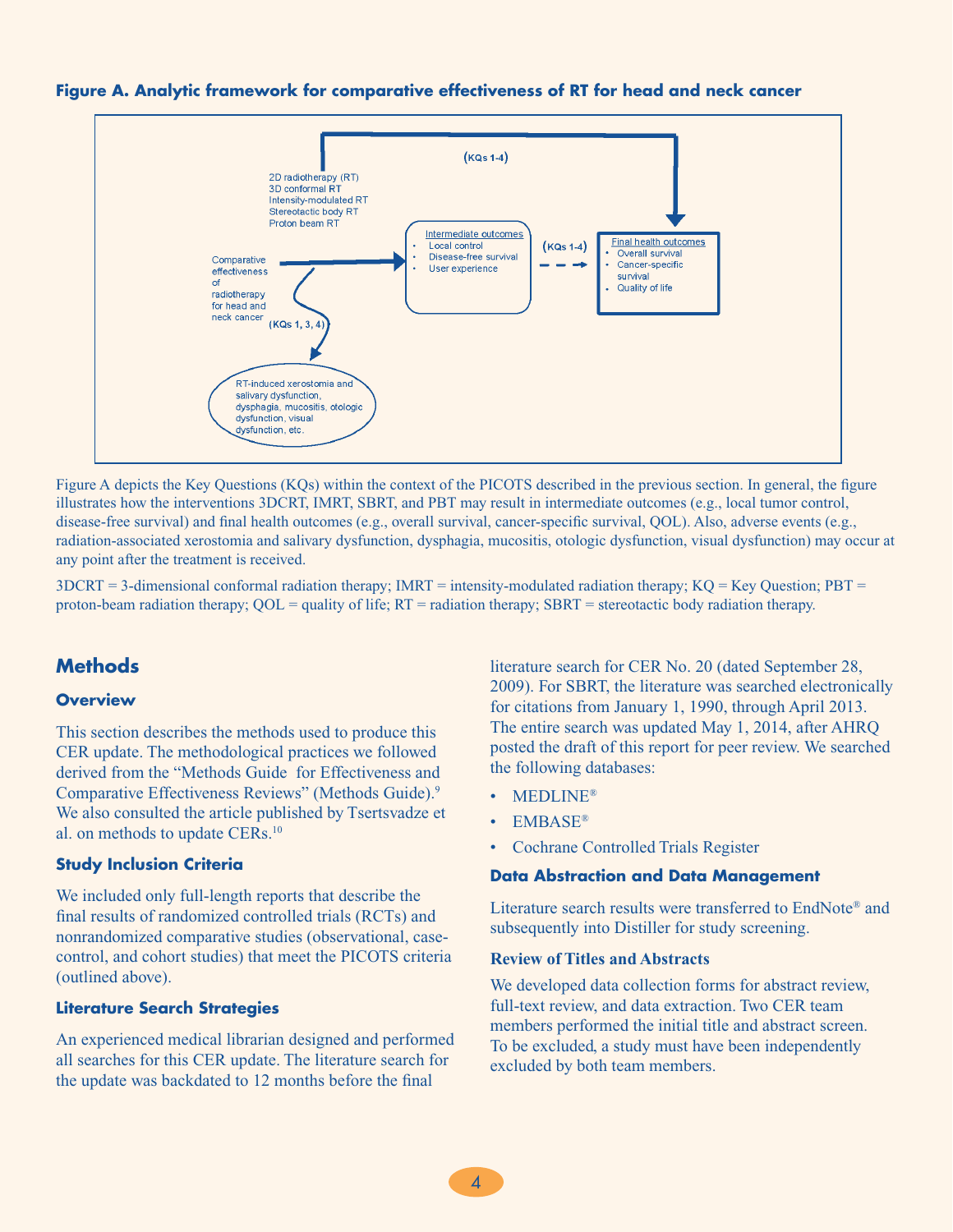**Figure A. Analytic framework for comparative effectiveness of RT for head and neck cancer**

(KQs 1-4)

2D radiotherapy (RT)
3D conformal RT
Intensity-modulated RT
Stereotactic body RT
Proton beam RT

Comparative effectiveness of radiotherapy for head and neck cancer

Intermediate outcomes
- Local control
- Disease-free survival
- User experience

(KQs 1-4)

Final health outcomes
- Overall survival
- Cancer-specific survival
- Quality of life

(KQs 1, 3, 4)

RT-induced xerostomia and salivary dysfunction, dysphagia, mucositis, otologic dysfunction, visual dysfunction, etc.

Figure A depicts the Key Questions (KQs) within the context of the PICOTS described in the previous section. In general, the figure illustrates how the interventions 3DCRT, IMRT, SBRT, and PBT may result in intermediate outcomes (e.g., local tumor control, disease-free survival) and final health outcomes (e.g., overall survival, cancer-specific survival, QOL). Also, adverse events (e.g., radiation-associated xerostomia and salivary dysfunction, dysphagia, mucositis, otologic dysfunction, visual dysfunction) may occur at any point after the treatment is received.

3DCRT = 3-dimensional conformal radiation therapy; IMRT = intensity-modulated radiation therapy; KQ = Key Question; PBT = proton-beam radiation therapy; QOL = quality of life; RT = radiation therapy; SBRT = stereotactic body radiation therapy.

## Methods

### Overview

This section describes the methods used to produce this CER update. The methodological practices we followed derived from the "Methods Guide for Effectiveness and Comparative Effectiveness Reviews" (Methods Guide).[9] We also consulted the article published by Tsertsvadze et al. on methods to update CERs.[10]

### Study Inclusion Criteria

We included only full-length reports that describe the final results of randomized controlled trials (RCTs) and nonrandomized comparative studies (observational, case-control, and cohort studies) that meet the PICOTS criteria (outlined above).

### Literature Search Strategies

An experienced medical librarian designed and performed all searches for this CER update. The literature search for the update was backdated to 12 months before the final literature search for CER No. 20 (dated September 28, 2009). For SBRT, the literature was searched electronically for citations from January 1, 1990, through April 2013. The entire search was updated May 1, 2014, after AHRQ posted the draft of this report for peer review. We searched the following databases:

- MEDLINE®
- EMBASE®
- Cochrane Controlled Trials Register

### Data Abstraction and Data Management

Literature search results were transferred to EndNote® and subsequently into Distiller for study screening.

#### Review of Titles and Abstracts

We developed data collection forms for abstract review, full-text review, and data extraction. Two CER team members performed the initial title and abstract screen. To be excluded, a study must have been independently excluded by both team members.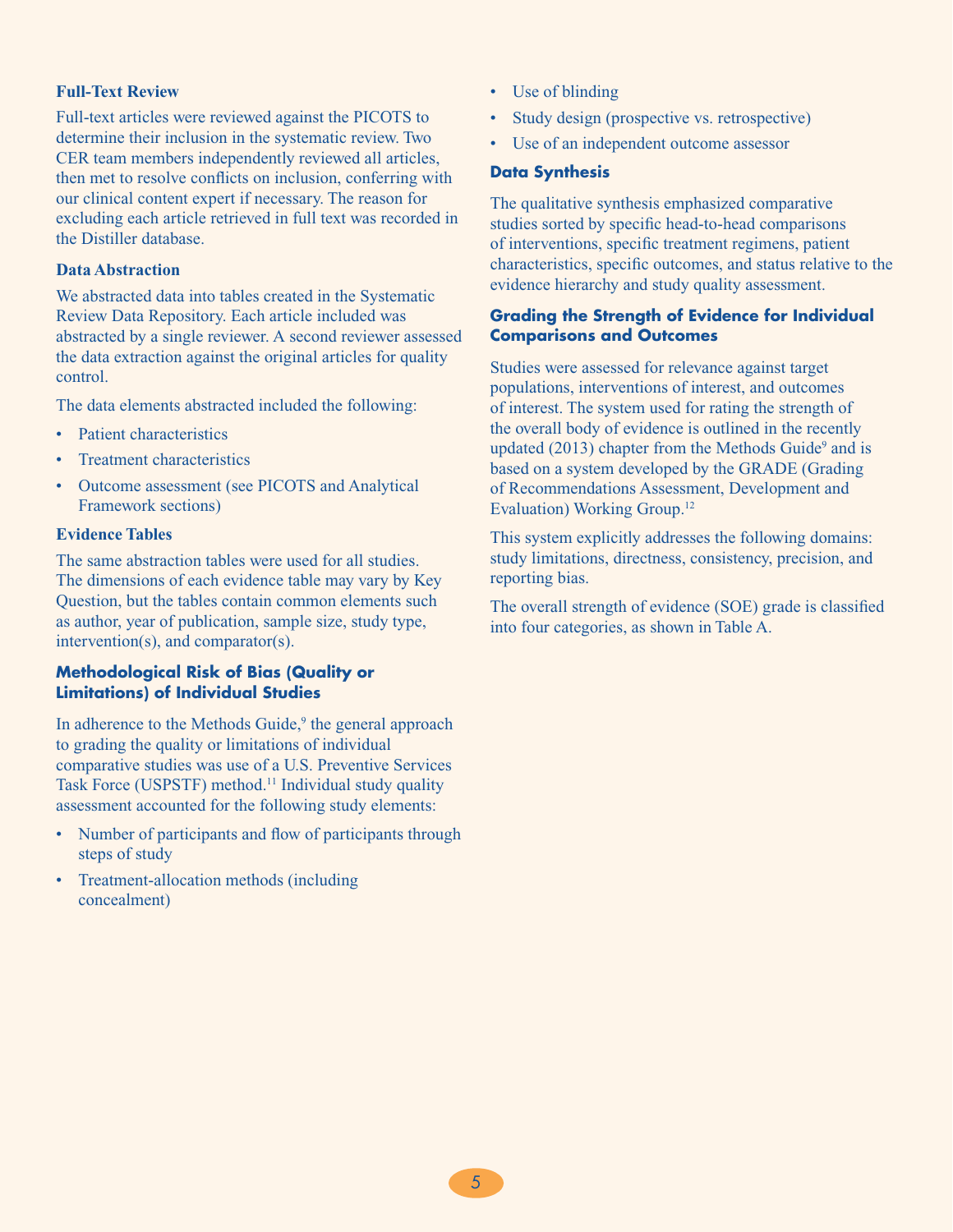### Full-Text Review

Full-text articles were reviewed against the PICOTS to determine their inclusion in the systematic review. Two CER team members independently reviewed all articles, then met to resolve conflicts on inclusion, conferring with our clinical content expert if necessary. The reason for excluding each article retrieved in full text was recorded in the Distiller database.

### Data Abstraction

We abstracted data into tables created in the Systematic Review Data Repository. Each article included was abstracted by a single reviewer. A second reviewer assessed the data extraction against the original articles for quality control.

The data elements abstracted included the following:

- Patient characteristics
- Treatment characteristics
- Outcome assessment (see PICOTS and Analytical Framework sections)

### Evidence Tables

The same abstraction tables were used for all studies. The dimensions of each evidence table may vary by Key Question, but the tables contain common elements such as author, year of publication, sample size, study type, intervention(s), and comparator(s).

### Methodological Risk of Bias (Quality or Limitations) of Individual Studies

In adherence to the Methods Guide,[9] the general approach to grading the quality or limitations of individual comparative studies was use of a U.S. Preventive Services Task Force (USPSTF) method.[11] Individual study quality assessment accounted for the following study elements:

- Number of participants and flow of participants through steps of study
- Treatment-allocation methods (including concealment)
- Use of blinding
- Study design (prospective vs. retrospective)
- Use of an independent outcome assessor

### Data Synthesis

The qualitative synthesis emphasized comparative studies sorted by specific head-to-head comparisons of interventions, specific treatment regimens, patient characteristics, specific outcomes, and status relative to the evidence hierarchy and study quality assessment.

### Grading the Strength of Evidence for Individual Comparisons and Outcomes

Studies were assessed for relevance against target populations, interventions of interest, and outcomes of interest. The system used for rating the strength of the overall body of evidence is outlined in the recently updated (2013) chapter from the Methods Guide[9] and is based on a system developed by the GRADE (Grading of Recommendations Assessment, Development and Evaluation) Working Group.[12]

This system explicitly addresses the following domains: study limitations, directness, consistency, precision, and reporting bias.

The overall strength of evidence (SOE) grade is classified into four categories, as shown in Table A.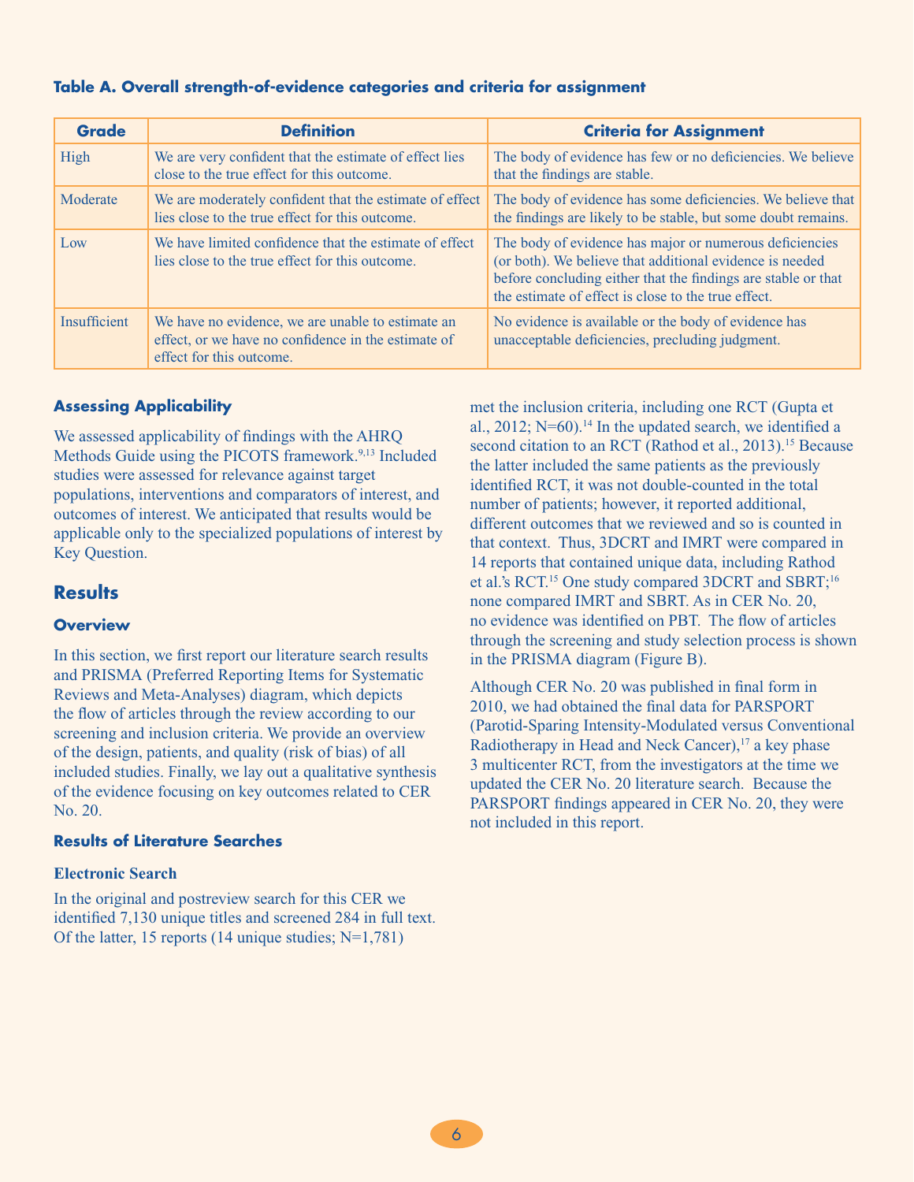**Table A. Overall strength-of-evidence categories and criteria for assignment**

| Grade | Definition | Criteria for Assignment |
| --- | --- | --- |
| High | We are very confident that the estimate of effect lies close to the true effect for this outcome. | The body of evidence has few or no deficiencies. We believe that the findings are stable. |
| Moderate | We are moderately confident that the estimate of effect lies close to the true effect for this outcome. | The body of evidence has some deficiencies. We believe that the findings are likely to be stable, but some doubt remains. |
| Low | We have limited confidence that the estimate of effect lies close to the true effect for this outcome. | The body of evidence has major or numerous deficiencies (or both). We believe that additional evidence is needed before concluding either that the findings are stable or that the estimate of effect is close to the true effect. |
| Insufficient | We have no evidence, we are unable to estimate an effect, or we have no confidence in the estimate of effect for this outcome. | No evidence is available or the body of evidence has unacceptable deficiencies, precluding judgment. |

### Assessing Applicability

We assessed applicability of findings with the AHRQ Methods Guide using the PICOTS framework.[9,13] Included studies were assessed for relevance against target populations, interventions and comparators of interest, and outcomes of interest. We anticipated that results would be applicable only to the specialized populations of interest by Key Question.

## Results

### Overview

In this section, we first report our literature search results and PRISMA (Preferred Reporting Items for Systematic Reviews and Meta-Analyses) diagram, which depicts the flow of articles through the review according to our screening and inclusion criteria. We provide an overview of the design, patients, and quality (risk of bias) of all included studies. Finally, we lay out a qualitative synthesis of the evidence focusing on key outcomes related to CER No. 20.

### Results of Literature Searches

#### Electronic Search

In the original and postreview search for this CER we identified 7,130 unique titles and screened 284 in full text. Of the latter, 15 reports (14 unique studies; N=1,781) met the inclusion criteria, including one RCT (Gupta et al., 2012; N=60).[14] In the updated search, we identified a second citation to an RCT (Rathod et al., 2013).[15] Because the latter included the same patients as the previously identified RCT, it was not double-counted in the total number of patients; however, it reported additional, different outcomes that we reviewed and so is counted in that context. Thus, 3DCRT and IMRT were compared in 14 reports that contained unique data, including Rathod et al.'s RCT.[15] One study compared 3DCRT and SBRT;[16] none compared IMRT and SBRT. As in CER No. 20, no evidence was identified on PBT. The flow of articles through the screening and study selection process is shown in the PRISMA diagram (Figure B).

Although CER No. 20 was published in final form in 2010, we had obtained the final data for PARSPORT (Parotid-Sparing Intensity-Modulated versus Conventional Radiotherapy in Head and Neck Cancer),[17] a key phase 3 multicenter RCT, from the investigators at the time we updated the CER No. 20 literature search. Because the PARSPORT findings appeared in CER No. 20, they were not included in this report.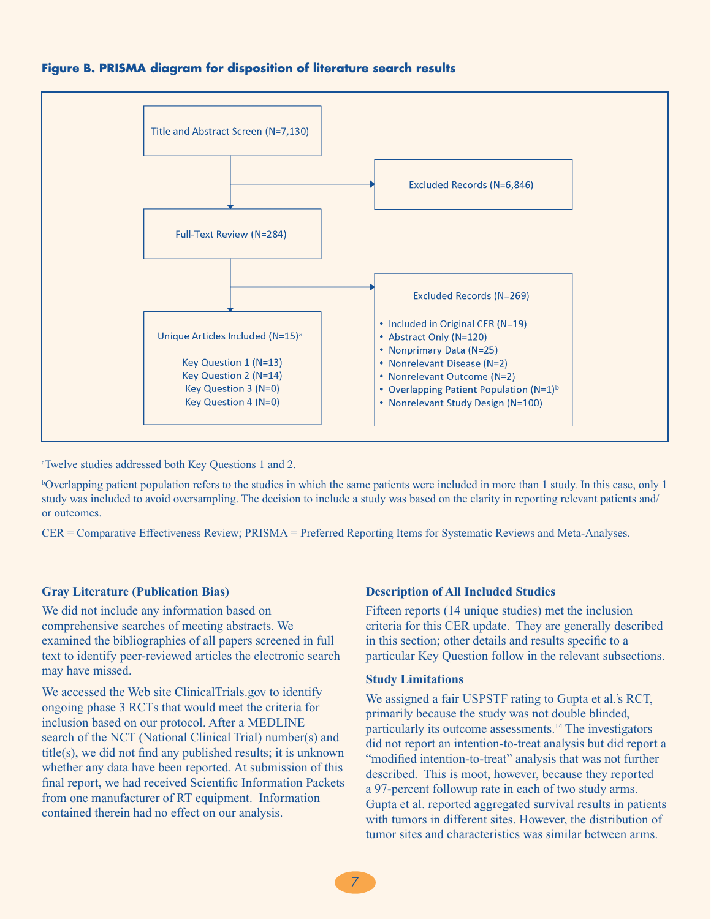**Figure B. PRISMA diagram for disposition of literature search results**

Title and Abstract Screen (N=7,130)

→ Excluded Records (N=6,846)

Full-Text Review (N=284)

→ Excluded Records (N=269)

- Included in Original CER (N=19)
- Abstract Only (N=120)
- Nonprimary Data (N=25)
- Nonrelevant Disease (N=2)
- Nonrelevant Outcome (N=2)
- Overlapping Patient Population (N=1)[b]
- Nonrelevant Study Design (N=100)

Unique Articles Included (N=15)[a]

Key Question 1 (N=13)
Key Question 2 (N=14)
Key Question 3 (N=0)
Key Question 4 (N=0)

[a]Twelve studies addressed both Key Questions 1 and 2.

[b]Overlapping patient population refers to the studies in which the same patients were included in more than 1 study. In this case, only 1 study was included to avoid oversampling. The decision to include a study was based on the clarity in reporting relevant patients and/or outcomes.

CER = Comparative Effectiveness Review; PRISMA = Preferred Reporting Items for Systematic Reviews and Meta-Analyses.

### Gray Literature (Publication Bias)

We did not include any information based on comprehensive searches of meeting abstracts. We examined the bibliographies of all papers screened in full text to identify peer-reviewed articles the electronic search may have missed.

We accessed the Web site ClinicalTrials.gov to identify ongoing phase 3 RCTs that would meet the criteria for inclusion based on our protocol. After a MEDLINE search of the NCT (National Clinical Trial) number(s) and title(s), we did not find any published results; it is unknown whether any data have been reported. At submission of this final report, we had received Scientific Information Packets from one manufacturer of RT equipment. Information contained therein had no effect on our analysis.

### Description of All Included Studies

Fifteen reports (14 unique studies) met the inclusion criteria for this CER update. They are generally described in this section; other details and results specific to a particular Key Question follow in the relevant subsections.

### Study Limitations

We assigned a fair USPSTF rating to Gupta et al.'s RCT, primarily because the study was not double blinded, particularly its outcome assessments.[14] The investigators did not report an intention-to-treat analysis but did report a "modified intention-to-treat" analysis that was not further described. This is moot, however, because they reported a 97-percent followup rate in each of two study arms. Gupta et al. reported aggregated survival results in patients with tumors in different sites. However, the distribution of tumor sites and characteristics was similar between arms.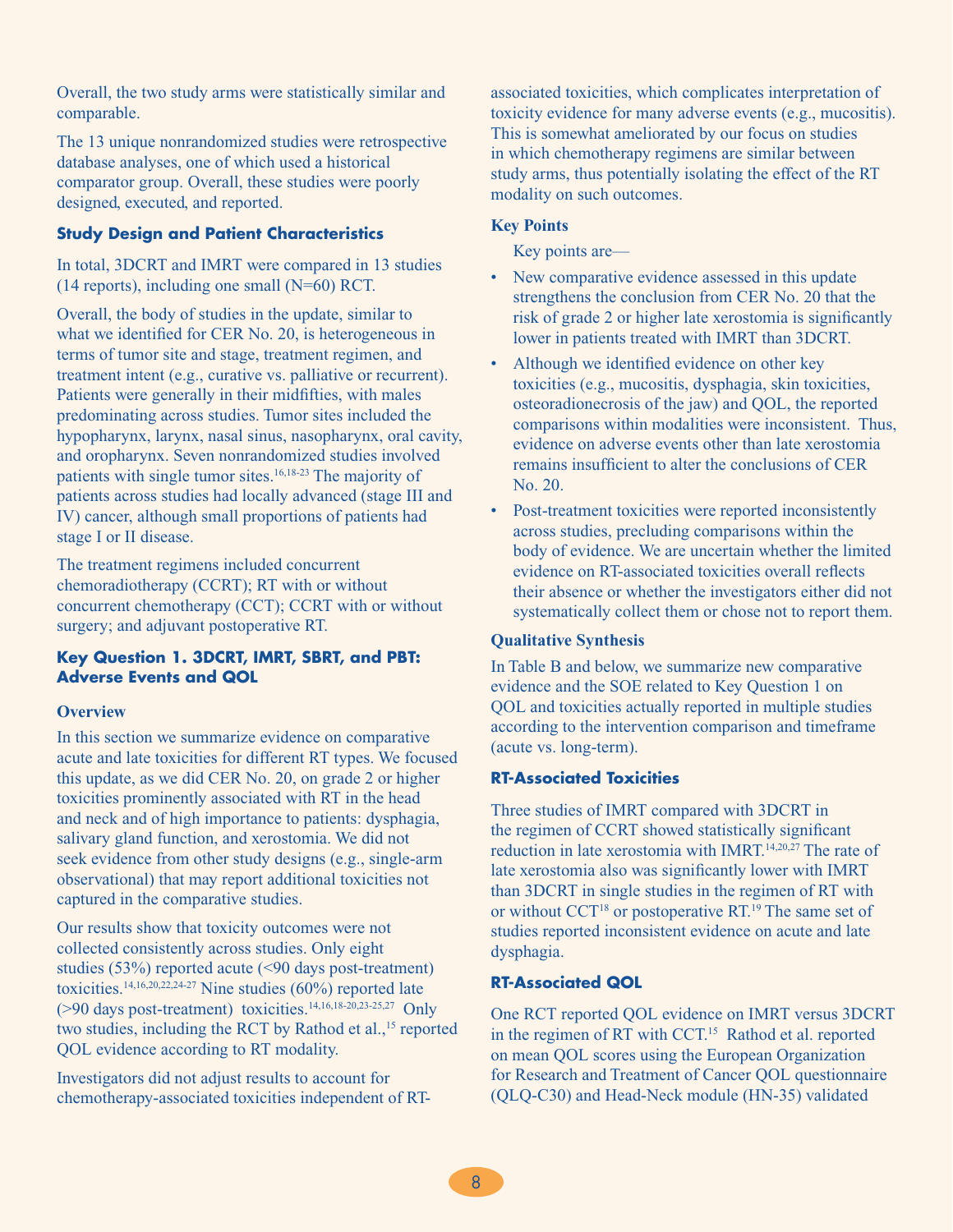Overall, the two study arms were statistically similar and comparable.

The 13 unique nonrandomized studies were retrospective database analyses, one of which used a historical comparator group. Overall, these studies were poorly designed, executed, and reported.

### Study Design and Patient Characteristics

In total, 3DCRT and IMRT were compared in 13 studies (14 reports), including one small (N=60) RCT.

Overall, the body of studies in the update, similar to what we identified for CER No. 20, is heterogeneous in terms of tumor site and stage, treatment regimen, and treatment intent (e.g., curative vs. palliative or recurrent). Patients were generally in their midfifties, with males predominating across studies. Tumor sites included the hypopharynx, larynx, nasal sinus, nasopharynx, oral cavity, and oropharynx. Seven nonrandomized studies involved patients with single tumor sites.[16,18-23] The majority of patients across studies had locally advanced (stage III and IV) cancer, although small proportions of patients had stage I or II disease.

The treatment regimens included concurrent chemoradiotherapy (CCRT); RT with or without concurrent chemotherapy (CCT); CCRT with or without surgery; and adjuvant postoperative RT.

### Key Question 1. 3DCRT, IMRT, SBRT, and PBT: Adverse Events and QOL

#### Overview

In this section we summarize evidence on comparative acute and late toxicities for different RT types. We focused this update, as we did CER No. 20, on grade 2 or higher toxicities prominently associated with RT in the head and neck and of high importance to patients: dysphagia, salivary gland function, and xerostomia. We did not seek evidence from other study designs (e.g., single-arm observational) that may report additional toxicities not captured in the comparative studies.

Our results show that toxicity outcomes were not collected consistently across studies. Only eight studies (53%) reported acute (<90 days post-treatment) toxicities.[14,16,20,22,24-27] Nine studies (60%) reported late (>90 days post-treatment) toxicities.[14,16,18-20,23-25,27] Only two studies, including the RCT by Rathod et al.,[15] reported QOL evidence according to RT modality.

Investigators did not adjust results to account for chemotherapy-associated toxicities independent of RT-associated toxicities, which complicates interpretation of toxicity evidence for many adverse events (e.g., mucositis). This is somewhat ameliorated by our focus on studies in which chemotherapy regimens are similar between study arms, thus potentially isolating the effect of the RT modality on such outcomes.

#### Key Points

Key points are—

- New comparative evidence assessed in this update strengthens the conclusion from CER No. 20 that the risk of grade 2 or higher late xerostomia is significantly lower in patients treated with IMRT than 3DCRT.
- Although we identified evidence on other key toxicities (e.g., mucositis, dysphagia, skin toxicities, osteoradionecrosis of the jaw) and QOL, the reported comparisons within modalities were inconsistent. Thus, evidence on adverse events other than late xerostomia remains insufficient to alter the conclusions of CER No. 20.
- Post-treatment toxicities were reported inconsistently across studies, precluding comparisons within the body of evidence. We are uncertain whether the limited evidence on RT-associated toxicities overall reflects their absence or whether the investigators either did not systematically collect them or chose not to report them.

#### Qualitative Synthesis

In Table B and below, we summarize new comparative evidence and the SOE related to Key Question 1 on QOL and toxicities actually reported in multiple studies according to the intervention comparison and timeframe (acute vs. long-term).

### RT-Associated Toxicities

Three studies of IMRT compared with 3DCRT in the regimen of CCRT showed statistically significant reduction in late xerostomia with IMRT.[14,20,27] The rate of late xerostomia also was significantly lower with IMRT than 3DCRT in single studies in the regimen of RT with or without CCT[18] or postoperative RT.[19] The same set of studies reported inconsistent evidence on acute and late dysphagia.

### RT-Associated QOL

One RCT reported QOL evidence on IMRT versus 3DCRT in the regimen of RT with CCT.[15] Rathod et al. reported on mean QOL scores using the European Organization for Research and Treatment of Cancer QOL questionnaire (QLQ-C30) and Head-Neck module (HN-35) validated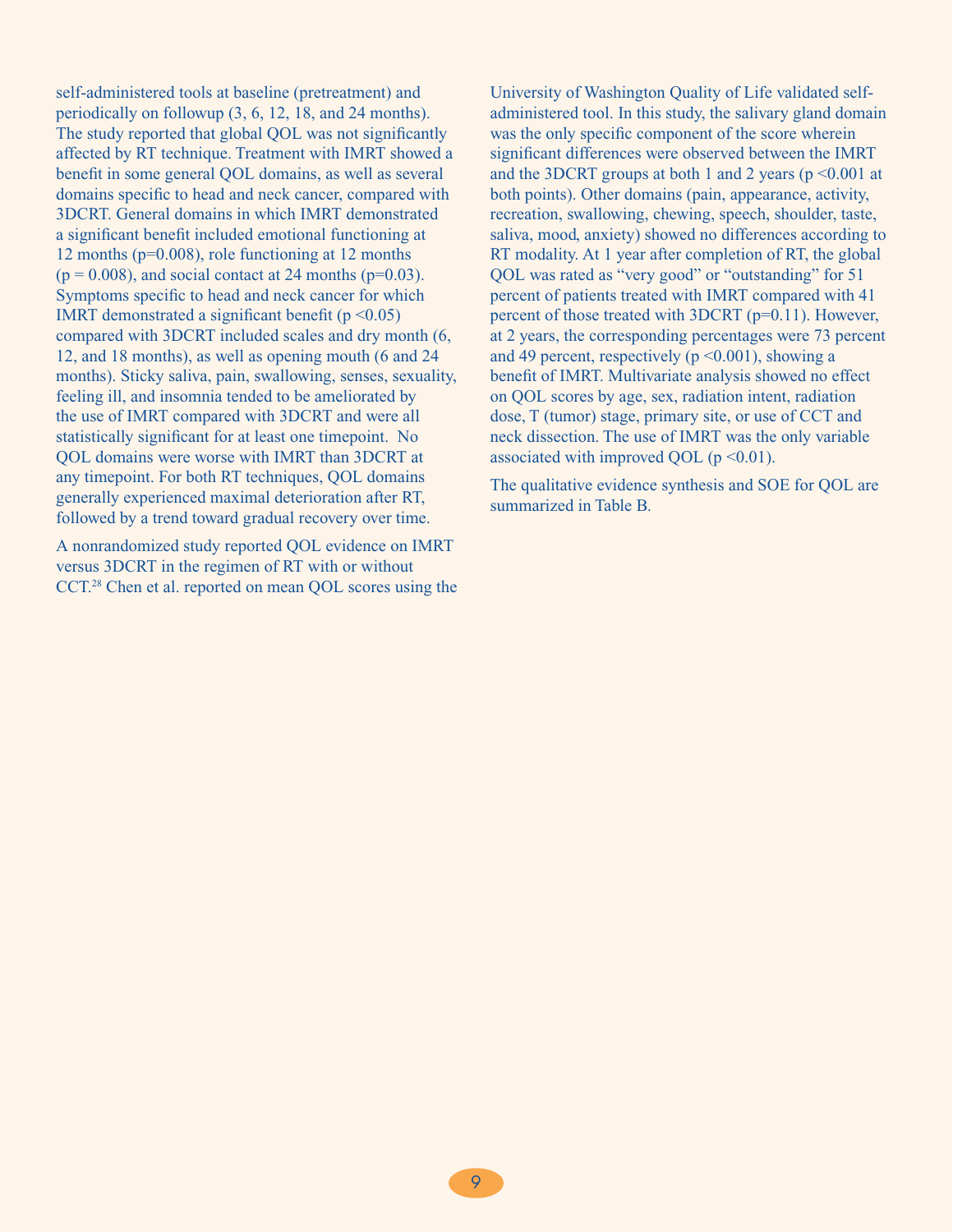self-administered tools at baseline (pretreatment) and periodically on followup (3, 6, 12, 18, and 24 months). The study reported that global QOL was not significantly affected by RT technique. Treatment with IMRT showed a benefit in some general QOL domains, as well as several domains specific to head and neck cancer, compared with 3DCRT. General domains in which IMRT demonstrated a significant benefit included emotional functioning at 12 months (p=0.008), role functioning at 12 months (p = 0.008), and social contact at 24 months (p=0.03). Symptoms specific to head and neck cancer for which IMRT demonstrated a significant benefit (p <0.05) compared with 3DCRT included scales and dry month (6, 12, and 18 months), as well as opening mouth (6 and 24 months). Sticky saliva, pain, swallowing, senses, sexuality, feeling ill, and insomnia tended to be ameliorated by the use of IMRT compared with 3DCRT and were all statistically significant for at least one timepoint. No QOL domains were worse with IMRT than 3DCRT at any timepoint. For both RT techniques, QOL domains generally experienced maximal deterioration after RT, followed by a trend toward gradual recovery over time.

A nonrandomized study reported QOL evidence on IMRT versus 3DCRT in the regimen of RT with or without CCT.[28] Chen et al. reported on mean QOL scores using the University of Washington Quality of Life validated self-administered tool. In this study, the salivary gland domain was the only specific component of the score wherein significant differences were observed between the IMRT and the 3DCRT groups at both 1 and 2 years (p <0.001 at both points). Other domains (pain, appearance, activity, recreation, swallowing, chewing, speech, shoulder, taste, saliva, mood, anxiety) showed no differences according to RT modality. At 1 year after completion of RT, the global QOL was rated as "very good" or "outstanding" for 51 percent of patients treated with IMRT compared with 41 percent of those treated with 3DCRT (p=0.11). However, at 2 years, the corresponding percentages were 73 percent and 49 percent, respectively (p <0.001), showing a benefit of IMRT. Multivariate analysis showed no effect on QOL scores by age, sex, radiation intent, radiation dose, T (tumor) stage, primary site, or use of CCT and neck dissection. The use of IMRT was the only variable associated with improved QOL (p <0.01).

The qualitative evidence synthesis and SOE for QOL are summarized in Table B.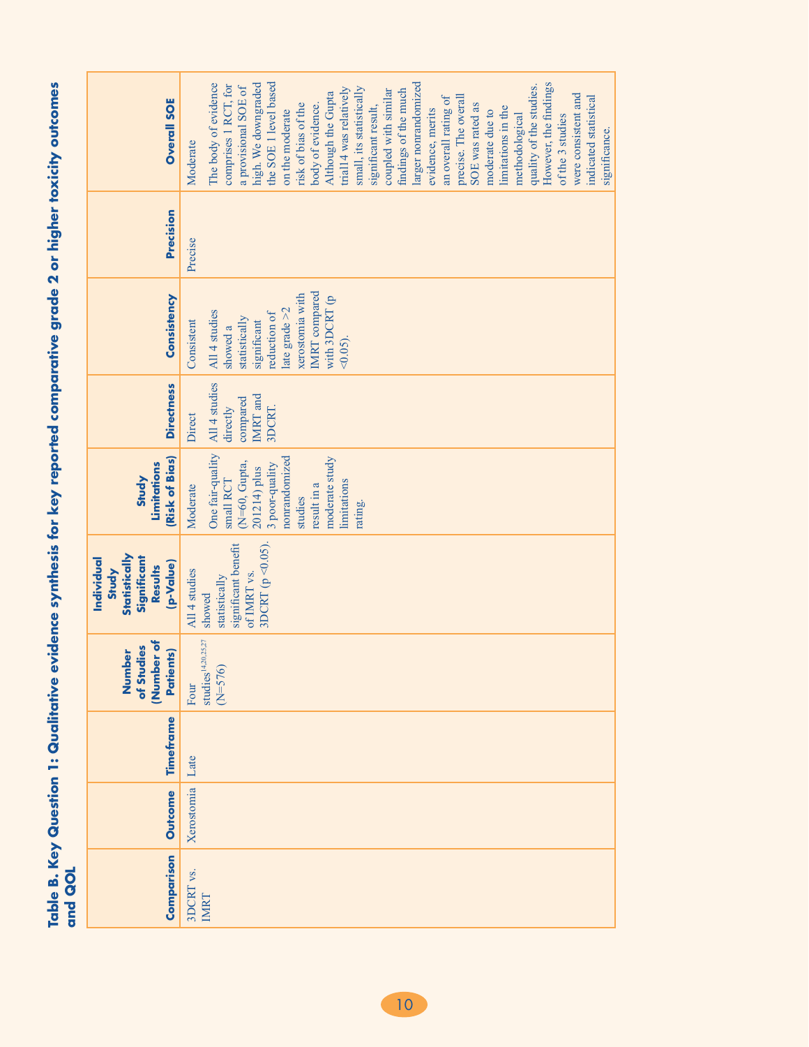**Table B. Key Question 1: Qualitative evidence synthesis for key reported comparative grade 2 or higher toxicity outcomes and QOL**

| Comparison | Outcome | Timeframe | Number of Studies (Number of Patients) | Individual Study Statistically Significant Results (p-Value) | Study Limitations (Risk of Bias) | Directness | Consistency | Precision | Overall SOE |
|---|---|---|---|---|---|---|---|---|---|
| 3DCRT vs. IMRT | Xerostomia | Late | Four studies[14,20,25,27] (N=576) | All 4 studies showed statistically significant benefit of IMRT vs. 3DCRT ($p < 0.05$). | Moderate<br>One fair-quality small RCT (N=60, Gupta, 2012[14]) plus 3 poor-quality nonrandomized studies result in a moderate study limitations rating. | Direct<br>All 4 studies directly compared IMRT and 3DCRT. | Consistent<br>All 4 studies showed a statistically significant reduction of late grade >2 xerostomia with IMRT compared with 3DCRT ($p < 0.05$). | Precise | Moderate<br>The body of evidence comprises 1 RCT, for a provisional SOE of high. We downgraded the SOE 1 level based on the moderate risk of bias of the body of evidence. Although the Gupta trial14 was relatively small, its statistically significant result, coupled with similar findings of the much larger nonrandomized evidence, merits an overall rating of precise. The overall SOE was rated as moderate due to limitations in the methodological quality of the studies. However, the findings of the 3 studies were consistent and indicated statistical significance. |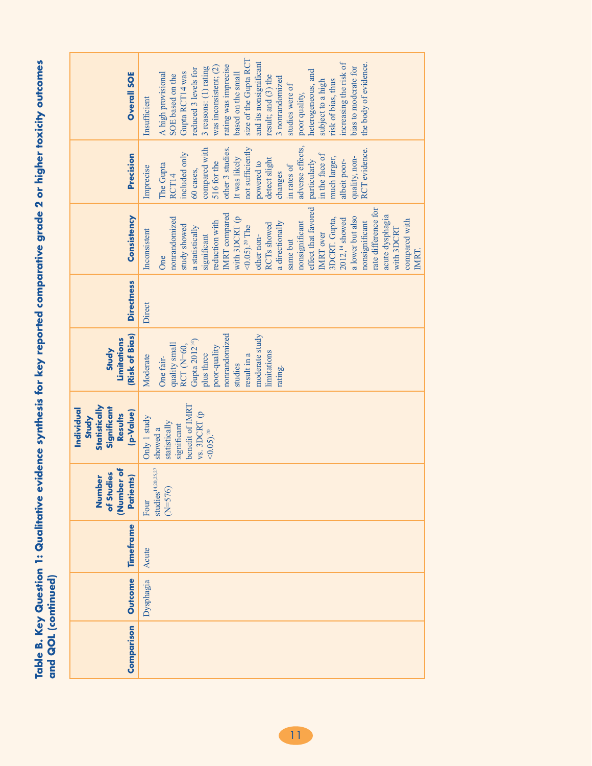**Table B. Key Question 1: Qualitative evidence synthesis for key reported comparative grade 2 or higher toxicity outcomes and QOL (continued)**

| Comparison | Outcome | Timeframe | Number of Studies (Number of Patients) | Individual Study Statistically Significant Results (p-Value) | Study Limitations (Risk of Bias) | Directness | Consistency | Precision | Overall SOE |
|---|---|---|---|---|---|---|---|---|---|
| | Dysphagia | Acute | Four studies[14,20,25,27] (N=576) | Only 1 study showed a statistically significant benefit of IMRT vs. 3DCRT (p <0.05).[20] | Moderate<br><br>One fair-quality small RCT (N=60, Gupta 2012[14]) plus three poor-quality nonrandomized studies result in a moderate study limitations rating. | Direct | Inconsistent<br><br>One nonrandomized study showed a statistically significant reduction with IMRT compared with 3DCRT (p <0.05).[20] The other non-RCTs showed a directionally same but nonsignificant effect that favored IMRT over 3DCRT. Gupta, 2012,[14] showed a lower but also nonsignificant rate difference for acute dysphagia with 3DCRT compared with IMRT. | Imprecise<br><br>The Gupta RCT14 included only 60 cases, compared with 516 for the other 3 studies. It was likely not sufficiently powered to detect slight changes in rates of adverse effects, particularly in the face of much larger, albeit poor-quality, non-RCT evidence. | Insufficient<br><br>A high provisional SOE based on the Gupta RCT14 was reduced 3 levels for 3 reasons: (1) rating was inconsistent; (2) rating was imprecise based on the small size of the Gupta RCT and its nonsignificant result; and (3) the 3 nonrandomized studies were of poor quality, heterogeneous, and subject to a high risk of bias, thus increasing the risk of bias to moderate for the body of evidence. |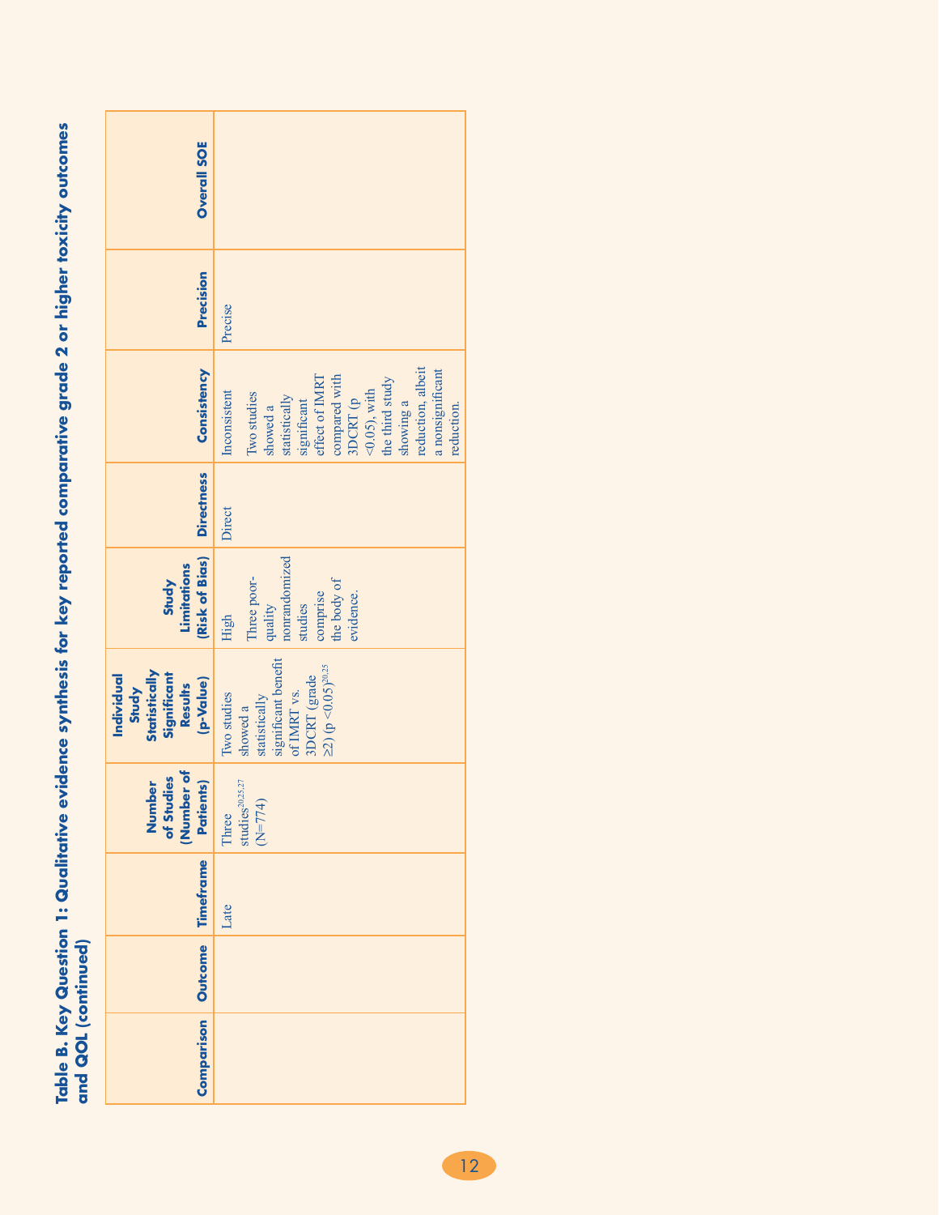**Table B. Key Question 1: Qualitative evidence synthesis for key reported comparative grade 2 or higher toxicity outcomes and QOL (continued)**

| Comparison | Outcome | Timeframe | Number of Studies (Number of Patients) | Individual Study Statistically Significant Results (p-Value) | Study Limitations (Risk of Bias) | Directness | Consistency | Precision | Overall SOE |
|---|---|---|---|---|---|---|---|---|---|
| | | Late | Three studies[20,25,27] (N=774) | Two studies showed a statistically significant benefit of IMRT vs. 3DCRT (grade ≥2) ($p < 0.05$)[20,25] | High<br>Three poor-quality nonrandomized studies comprise the body of evidence. | Direct | Inconsistent<br>Two studies showed a statistically significant effect of IMRT compared with 3DCRT ($p < 0.05$), with the third study showing a reduction, albeit a nonsignificant reduction. | Precise | |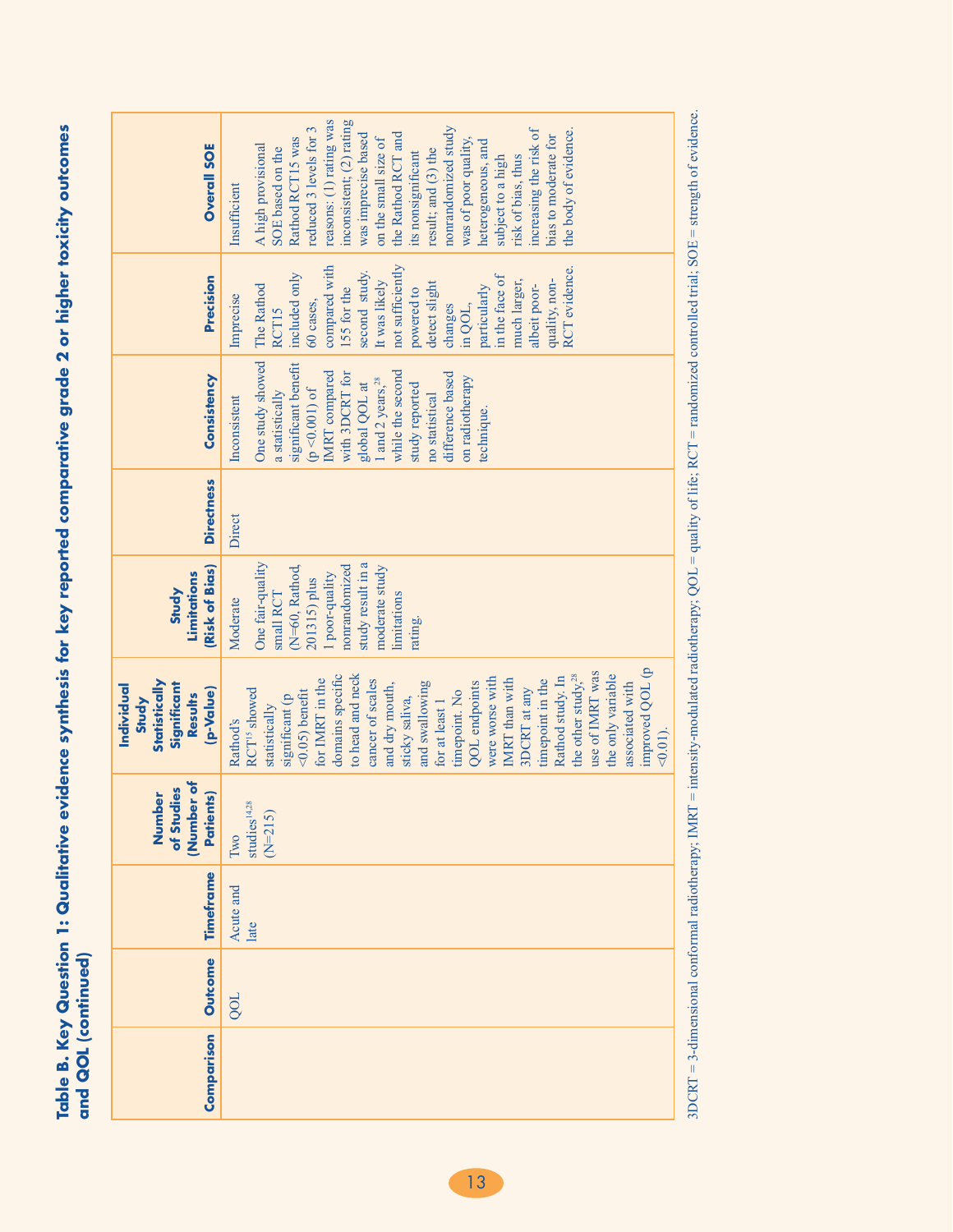**Table B. Key Question 1: Qualitative evidence synthesis for key reported comparative grade 2 or higher toxicity outcomes and QOL (continued)**

| Comparison | Outcome | Timeframe | Number of Studies (Number of Patients) | Individual Study Statistically Significant Results (p-Value) | Study Limitations (Risk of Bias) | Directness | Consistency | Precision | Overall SOE |
|---|---|---|---|---|---|---|---|---|---|
| | QOL | Acute and late | Two studies[14,28] (N=215) | Rathod's RCT[15] showed statistically significant (p <0.05) benefit for IMRT in the domains specific to head and neck cancer of scales and dry mouth, sticky saliva, and swallowing for at least 1 timepoint. No QOL endpoints were worse with IMRT than with 3DCRT at any timepoint in the Rathod study. In the other study,[28] use of IMRT was the only variable associated with improved QOL (p <0.01). | Moderate<br><br>One fair-quality small RCT (N=60, Rathod, 2013[15]) plus 1 poor-quality nonrandomized study result in a moderate study limitations rating. | Direct | Inconsistent<br><br>One study showed a statistically significant benefit (p <0.001) of IMRT compared with 3DCRT for global QOL at 1 and 2 years,[28] while the second study reported no statistical difference based on radiotherapy technique. | Imprecise<br><br>The Rathod RCT15 included only 60 cases, compared with 155 for the second study. It was likely not sufficiently powered to detect slight changes in QOL, particularly in the face of much larger, albeit poor-quality, non-RCT evidence. | Insufficient<br><br>A high provisional SOE based on the Rathod RCT15 was reduced 3 levels for 3 reasons: (1) rating was inconsistent; (2) rating was imprecise based on the small size of the Rathod RCT and its nonsignificant result; and (3) the nonrandomized study was of poor quality, heterogeneous, and subject to a high risk of bias, thus increasing the risk of bias to moderate for the body of evidence. |

3DCRT = 3-dimensional conformal radiotherapy; IMRT = intensity-modulated radiotherapy; QOL = quality of life; RCT = randomized controlled trial; SOE = strength of evidence.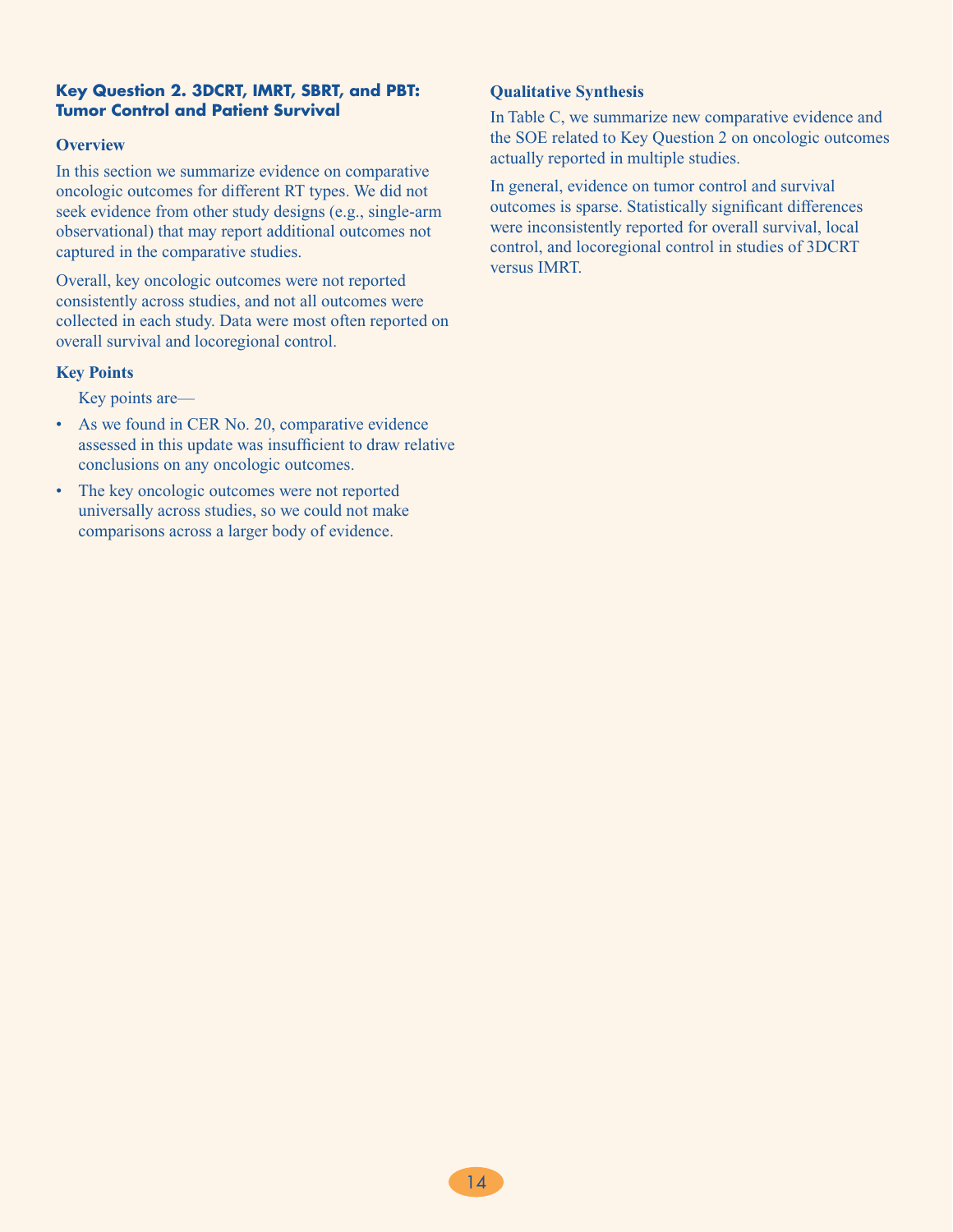## Key Question 2. 3DCRT, IMRT, SBRT, and PBT: Tumor Control and Patient Survival

### Overview

In this section we summarize evidence on comparative oncologic outcomes for different RT types. We did not seek evidence from other study designs (e.g., single-arm observational) that may report additional outcomes not captured in the comparative studies.

Overall, key oncologic outcomes were not reported consistently across studies, and not all outcomes were collected in each study. Data were most often reported on overall survival and locoregional control.

### Key Points

Key points are—

- As we found in CER No. 20, comparative evidence assessed in this update was insufficient to draw relative conclusions on any oncologic outcomes.
- The key oncologic outcomes were not reported universally across studies, so we could not make comparisons across a larger body of evidence.

### Qualitative Synthesis

In Table C, we summarize new comparative evidence and the SOE related to Key Question 2 on oncologic outcomes actually reported in multiple studies.

In general, evidence on tumor control and survival outcomes is sparse. Statistically significant differences were inconsistently reported for overall survival, local control, and locoregional control in studies of 3DCRT versus IMRT.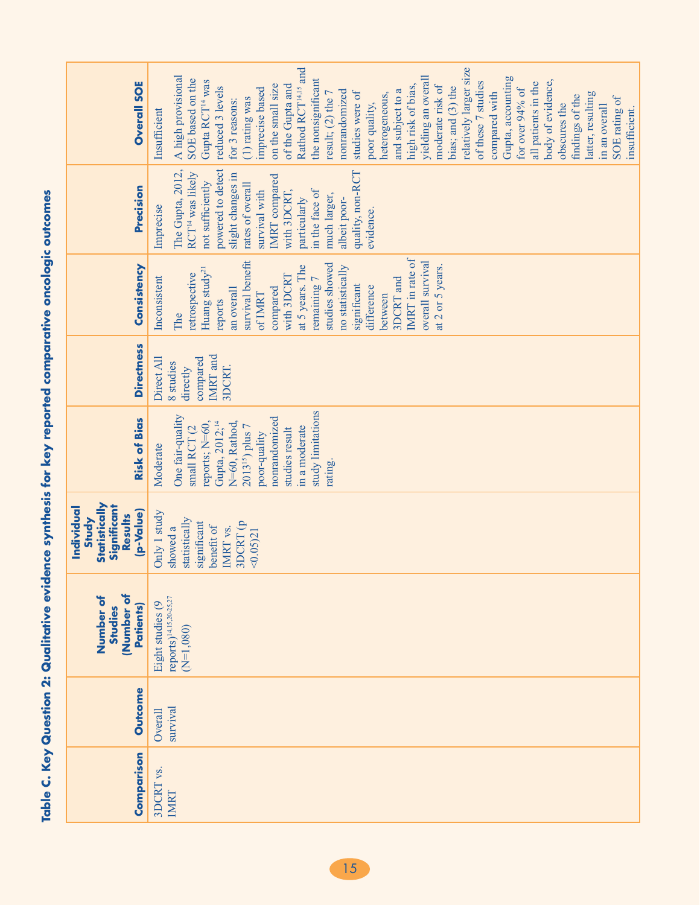**Table C. Key Question 2: Qualitative evidence synthesis for key reported comparative oncologic outcomes**

| Comparison | Outcome | Number of Studies (Number of Patients) | Individual Study Statistically Significant Results (p-Value) | Risk of Bias | Directness | Consistency | Precision | Overall SOE |
|---|---|---|---|---|---|---|---|---|
| 3DCRT vs. IMRT | Overall survival | Eight studies (9 reports)[14,15,20-25,27] (N=1,080) | Only 1 study showed a statistically significant benefit of IMRT vs. 3DCRT (p <0.05)21 | Moderate<br><br>One fair-quality small RCT (2 reports; N=60, Gupta, 2012;[14] N=60, Rathod, 2013[15]) plus 7 poor-quality nonrandomized studies result in a moderate study limitations rating. | Direct All 8 studies directly compared IMRT and 3DCRT. | Inconsistent<br><br>The retrospective Huang study[21] reports an overall survival benefit of IMRT compared with 3DCRT at 5 years. The remaining 7 studies showed no statistically significant difference between 3DCRT and IMRT in rate of overall survival at 2 or 5 years. | Imprecise<br><br>The Gupta, 2012, RCT[14] was likely not sufficiently powered to detect slight changes in rates of overall survival with IMRT compared with 3DCRT, particularly in the face of much larger, albeit poor-quality, non-RCT evidence. | Insufficient<br><br>A high provisional SOE based on the Gupta RCT[14] was reduced 3 levels for 3 reasons: (1) rating was imprecise based on the small size of the Gupta and Rathod RCT[14,15] and the nonsignificant result; (2) the 7 nonrandomized studies were of poor quality, heterogeneous, and subject to a high risk of bias, yielding an overall moderate risk of bias; and (3) the relatively larger size of these 7 studies compared with Gupta, accounting for over 94% of all patients in the body of evidence, obscures the findings of the latter, resulting in an overall SOE rating of insufficient. |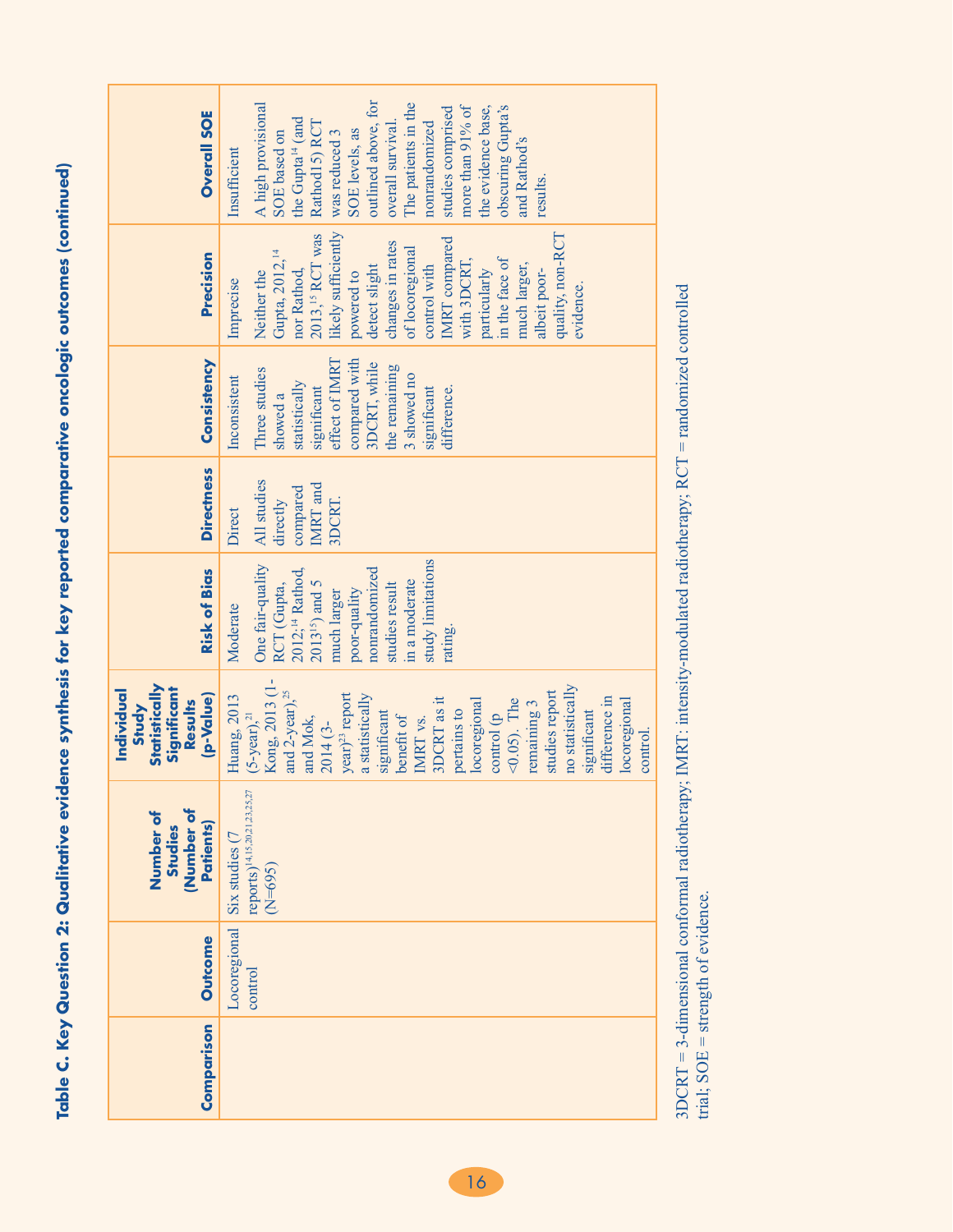## Table C. Key Question 2: Qualitative evidence synthesis for key reported comparative oncologic outcomes (continued)

| Comparison | Outcome | Number of Studies (Number of Patients) | Individual Study Statistically Significant Results (p-Value) | Risk of Bias | Directness | Consistency | Precision | Overall SOE |
|---|---|---|---|---|---|---|---|---|
| | Locoregional control | Six studies (7 reports)[14,15,20,21,23,25,27] (N=695) | Huang, 2013 (5-year),[21] Kong, 2013 (1- and 2-year),[25] and Mok, 2014 (3-year)[23] report a statistically significant benefit of IMRT vs. 3DCRT as it pertains to locoregional control (p <0.05). The remaining 3 studies report no statistically significant difference in locoregional control. | Moderate<br>One fair-quality RCT (Gupta, 2012;[14] Rathod, 2013[15]) and 5 much larger poor-quality nonrandomized studies result in a moderate study limitations rating. | Direct<br>All studies directly compared IMRT and 3DCRT. | Inconsistent<br>Three studies showed a statistically significant effect of IMRT compared with 3DCRT, while the remaining 3 showed no significant difference. | Imprecise<br>Neither the Gupta, 2012,[14] nor Rathod, 2013,[15] RCT was likely sufficiently powered to detect slight changes in rates of locoregional control with IMRT compared with 3DCRT, particularly in the face of much larger, albeit poor-quality, non-RCT evidence. | Insufficient<br>A high provisional SOE based on the Gupta[14] (and Rathod15) RCT was reduced 3 SOE levels, as outlined above, for overall survival. The patients in the nonrandomized studies comprised more than 91% of the evidence base, obscuring Gupta's and Rathod's results. |

3DCRT = 3-dimensional conformal radiotherapy; IMRT: intensity-modulated radiotherapy; RCT = randomized controlled trial; SOE = strength of evidence.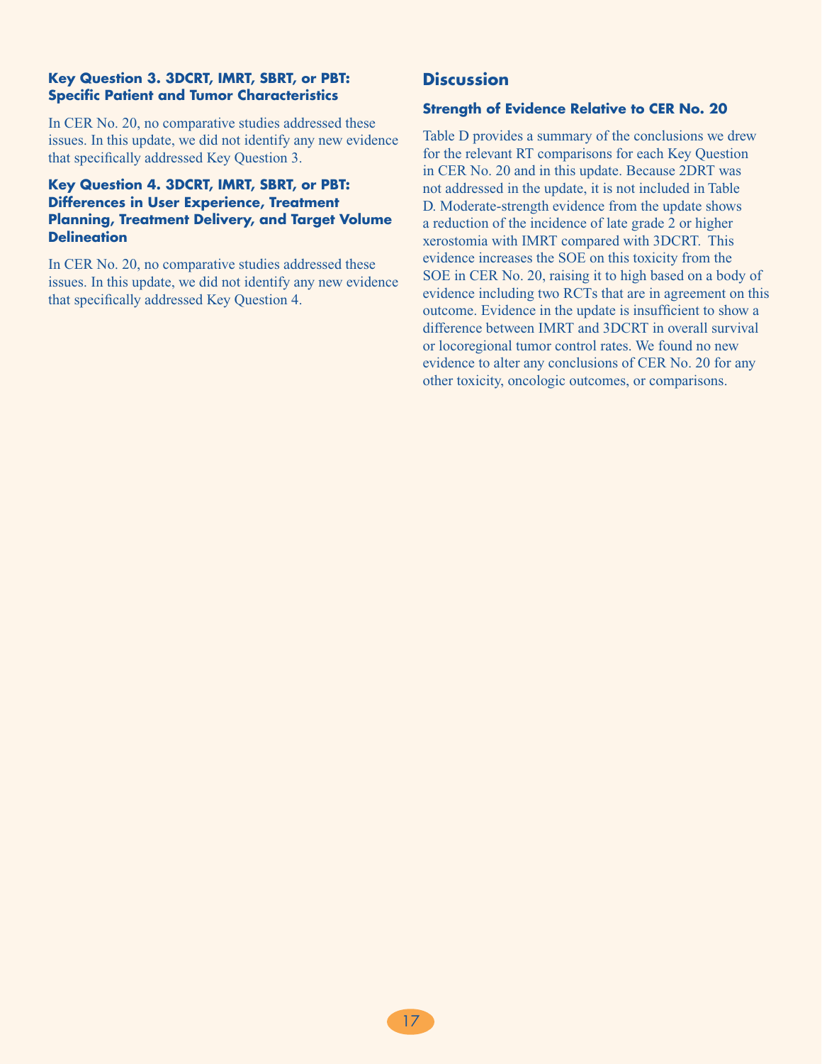### Key Question 3. 3DCRT, IMRT, SBRT, or PBT: Specific Patient and Tumor Characteristics

In CER No. 20, no comparative studies addressed these issues. In this update, we did not identify any new evidence that specifically addressed Key Question 3.

### Key Question 4. 3DCRT, IMRT, SBRT, or PBT: Differences in User Experience, Treatment Planning, Treatment Delivery, and Target Volume Delineation

In CER No. 20, no comparative studies addressed these issues. In this update, we did not identify any new evidence that specifically addressed Key Question 4.

## Discussion

### Strength of Evidence Relative to CER No. 20

Table D provides a summary of the conclusions we drew for the relevant RT comparisons for each Key Question in CER No. 20 and in this update. Because 2DRT was not addressed in the update, it is not included in Table D. Moderate-strength evidence from the update shows a reduction of the incidence of late grade 2 or higher xerostomia with IMRT compared with 3DCRT. This evidence increases the SOE on this toxicity from the SOE in CER No. 20, raising it to high based on a body of evidence including two RCTs that are in agreement on this outcome. Evidence in the update is insufficient to show a difference between IMRT and 3DCRT in overall survival or locoregional tumor control rates. We found no new evidence to alter any conclusions of CER No. 20 for any other toxicity, oncologic outcomes, or comparisons.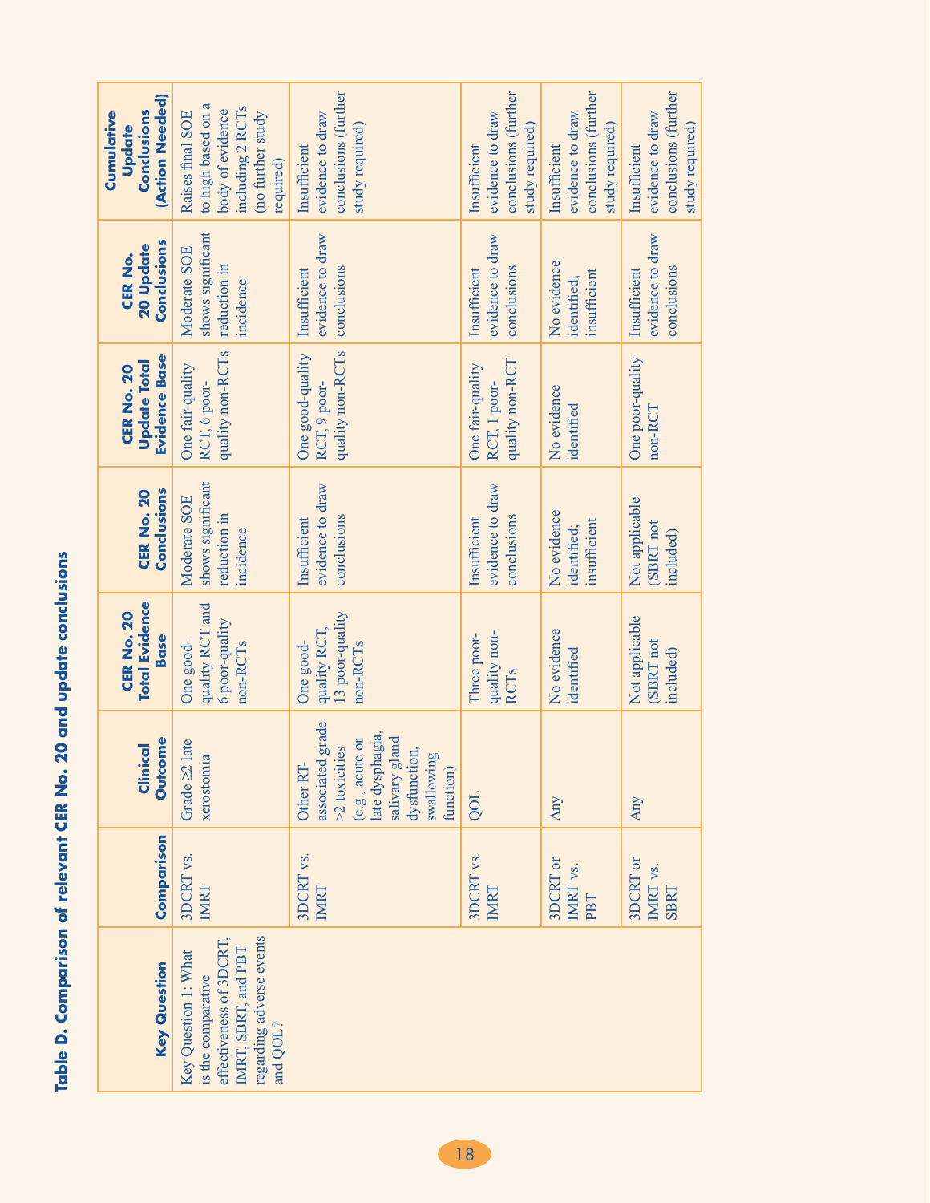## Table D. Comparison of relevant CER No. 20 and update conclusions

| Key Question | Comparison | Clinical Outcome | CER No. 20 Total Evidence Base | CER No. 20 Conclusions | CER No. 20 Update Total Evidence Base | CER No. 20 Update Conclusions | Cumulative Update Conclusions (Action Needed) |
|---|---|---|---|---|---|---|---|
| Key Question 1: What is the comparative effectiveness of 3DCRT, IMRT, SBRT, and PBT regarding adverse events and QOL? | 3DCRT vs. IMRT | Grade ≥2 late xerostomia | One good-quality RCT and 6 poor-quality non-RCTs | Moderate SOE shows significant reduction in incidence | One fair-quality RCT, 6 poor-quality non-RCTs | Moderate SOE shows significant reduction in incidence | Raises final SOE to high based on a body of evidence including 2 RCTs (no further study required) |
| | 3DCRT vs. IMRT | Other RT-associated grade >2 toxicities (e.g., acute or late dysphagia, salivary gland dysfunction, swallowing function) | One good-quality RCT, 13 poor-quality non-RCTs | Insufficient evidence to draw conclusions | One good-quality RCT, 9 poor-quality non-RCTs | Insufficient evidence to draw conclusions | Insufficient evidence to draw conclusions (further study required) |
| | 3DCRT vs. IMRT | QOL | Three poor-quality non-RCTs | Insufficient evidence to draw conclusions | One fair-quality RCT, 1 poor-quality non-RCT | Insufficient evidence to draw conclusions | Insufficient evidence to draw conclusions (further study required) |
| | 3DCRT or IMRT vs. PBT | Any | No evidence identified | No evidence identified; insufficient | No evidence identified | No evidence identified; insufficient | Insufficient evidence to draw conclusions (further study required) |
| | 3DCRT or IMRT vs. SBRT | Any | Not applicable (SBRT not included) | Not applicable (SBRT not included) | One poor-quality non-RCT | Insufficient evidence to draw conclusions | Insufficient evidence to draw conclusions (further study required) |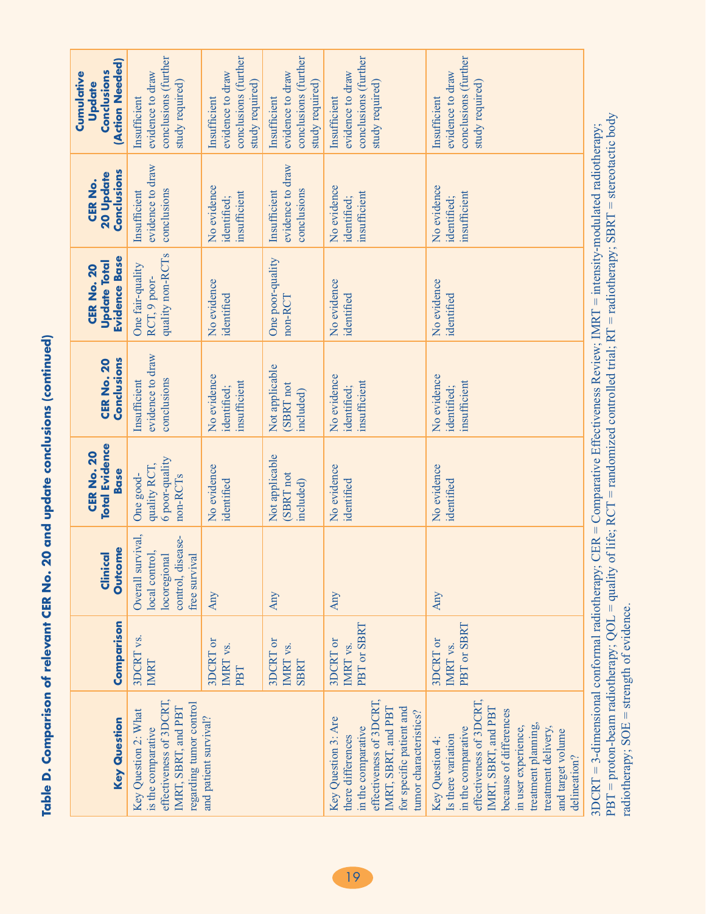**Table D. Comparison of relevant CER No. 20 and update conclusions (continued)**

| Key Question | Comparison | Clinical Outcome | CER No. 20 Total Evidence Base | CER No. 20 Conclusions | CER No. 20 Update Total Evidence Base | CER No. 20 Update Conclusions | Cumulative Update Conclusions (Action Needed) |
|---|---|---|---|---|---|---|---|
| Key Question 2: What is the comparative effectiveness of 3DCRT, IMRT, SBRT, and PBT regarding tumor control and patient survival? | 3DCRT vs. IMRT | Overall survival, local control, locoregional control, disease-free survival | One good-quality RCT, 6 poor-quality non-RCTs | Insufficient evidence to draw conclusions | One fair-quality RCT, 9 poor-quality non-RCTs | Insufficient evidence to draw conclusions | Insufficient evidence to draw conclusions (further study required) |
| | 3DCRT or IMRT vs. PBT | Any | No evidence identified | No evidence identified; insufficient | No evidence identified | No evidence identified; insufficient | Insufficient evidence to draw conclusions (further study required) |
| | 3DCRT or IMRT vs. SBRT | Any | Not applicable (SBRT not included) | Not applicable (SBRT not included) | One poor-quality non-RCT | Insufficient evidence to draw conclusions | Insufficient evidence to draw conclusions (further study required) |
| Key Question 3: Are there differences in the comparative effectiveness of 3DCRT, IMRT, SBRT, and PBT for specific patient and tumor characteristics? | 3DCRT or IMRT vs. PBT or SBRT | Any | No evidence identified | No evidence identified; insufficient | No evidence identified | No evidence identified; insufficient | Insufficient evidence to draw conclusions (further study required) |
| Key Question 4: Is there variation in the comparative effectiveness of 3DCRT, IMRT, SBRT, and PBT because of differences in user experience, treatment planning, treatment delivery, and target volume delineation? | 3DCRT or IMRT vs. PBT or SBRT | Any | No evidence identified | No evidence identified; insufficient | No evidence identified | No evidence identified; insufficient | Insufficient evidence to draw conclusions (further study required) |

3DCRT = 3-dimensional conformal radiotherapy; CER = Comparative Effectiveness Review; IMRT = intensity-modulated radiotherapy; PBT = proton-beam radiotherapy; QOL = quality of life; RCT = randomized controlled trial; RT = radiotherapy; SBRT = stereotactic body radiotherapy; SOE = strength of evidence.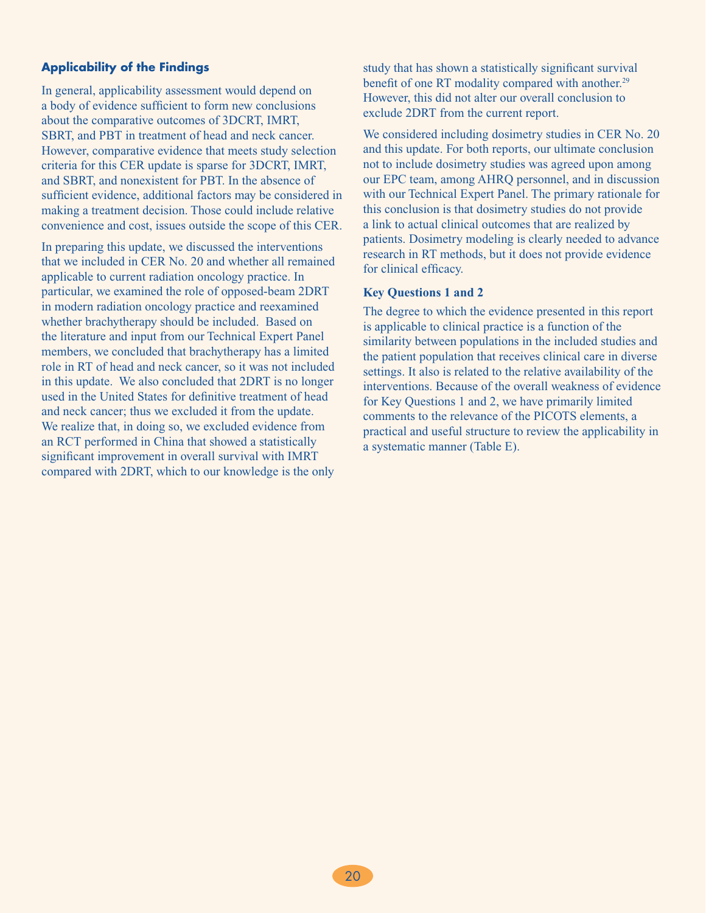## Applicability of the Findings

In general, applicability assessment would depend on a body of evidence sufficient to form new conclusions about the comparative outcomes of 3DCRT, IMRT, SBRT, and PBT in treatment of head and neck cancer. However, comparative evidence that meets study selection criteria for this CER update is sparse for 3DCRT, IMRT, and SBRT, and nonexistent for PBT. In the absence of sufficient evidence, additional factors may be considered in making a treatment decision. Those could include relative convenience and cost, issues outside the scope of this CER.

In preparing this update, we discussed the interventions that we included in CER No. 20 and whether all remained applicable to current radiation oncology practice. In particular, we examined the role of opposed-beam 2DRT in modern radiation oncology practice and reexamined whether brachytherapy should be included. Based on the literature and input from our Technical Expert Panel members, we concluded that brachytherapy has a limited role in RT of head and neck cancer, so it was not included in this update. We also concluded that 2DRT is no longer used in the United States for definitive treatment of head and neck cancer; thus we excluded it from the update. We realize that, in doing so, we excluded evidence from an RCT performed in China that showed a statistically significant improvement in overall survival with IMRT compared with 2DRT, which to our knowledge is the only study that has shown a statistically significant survival benefit of one RT modality compared with another.[29] However, this did not alter our overall conclusion to exclude 2DRT from the current report.

We considered including dosimetry studies in CER No. 20 and this update. For both reports, our ultimate conclusion not to include dosimetry studies was agreed upon among our EPC team, among AHRQ personnel, and in discussion with our Technical Expert Panel. The primary rationale for this conclusion is that dosimetry studies do not provide a link to actual clinical outcomes that are realized by patients. Dosimetry modeling is clearly needed to advance research in RT methods, but it does not provide evidence for clinical efficacy.

### Key Questions 1 and 2

The degree to which the evidence presented in this report is applicable to clinical practice is a function of the similarity between populations in the included studies and the patient population that receives clinical care in diverse settings. It also is related to the relative availability of the interventions. Because of the overall weakness of evidence for Key Questions 1 and 2, we have primarily limited comments to the relevance of the PICOTS elements, a practical and useful structure to review the applicability in a systematic manner (Table E).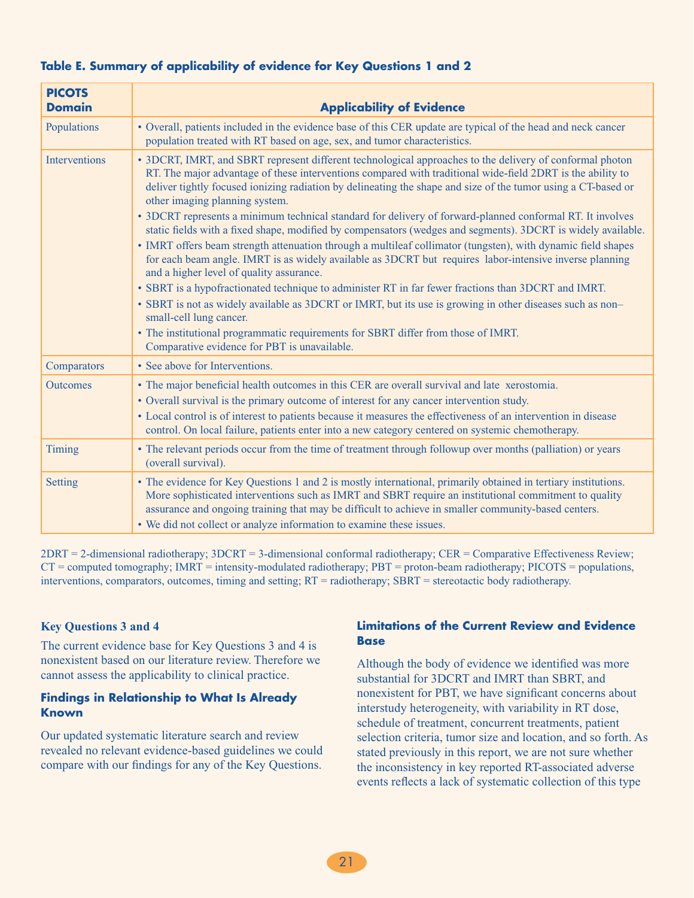**Table E. Summary of applicability of evidence for Key Questions 1 and 2**

| PICOTS Domain | Applicability of Evidence |
|---|---|
| Populations | • Overall, patients included in the evidence base of this CER update are typical of the head and neck cancer population treated with RT based on age, sex, and tumor characteristics. |
| Interventions | • 3DCRT, IMRT, and SBRT represent different technological approaches to the delivery of conformal photon RT. The major advantage of these interventions compared with traditional wide-field 2DRT is the ability to deliver tightly focused ionizing radiation by delineating the shape and size of the tumor using a CT-based or other imaging planning system.<br>• 3DCRT represents a minimum technical standard for delivery of forward-planned conformal RT. It involves static fields with a fixed shape, modified by compensators (wedges and segments). 3DCRT is widely available.<br>• IMRT offers beam strength attenuation through a multileaf collimator (tungsten), with dynamic field shapes for each beam angle. IMRT is as widely available as 3DCRT but requires labor-intensive inverse planning and a higher level of quality assurance.<br>• SBRT is a hypofractionated technique to administer RT in far fewer fractions than 3DCRT and IMRT.<br>• SBRT is not as widely available as 3DCRT or IMRT, but its use is growing in other diseases such as non–small-cell lung cancer.<br>• The institutional programmatic requirements for SBRT differ from those of IMRT. Comparative evidence for PBT is unavailable. |
| Comparators | • See above for Interventions. |
| Outcomes | • The major beneficial health outcomes in this CER are overall survival and late xerostomia.<br>• Overall survival is the primary outcome of interest for any cancer intervention study.<br>• Local control is of interest to patients because it measures the effectiveness of an intervention in disease control. On local failure, patients enter into a new category centered on systemic chemotherapy. |
| Timing | • The relevant periods occur from the time of treatment through followup over months (palliation) or years (overall survival). |
| Setting | • The evidence for Key Questions 1 and 2 is mostly international, primarily obtained in tertiary institutions. More sophisticated interventions such as IMRT and SBRT require an institutional commitment to quality assurance and ongoing training that may be difficult to achieve in smaller community-based centers.<br>• We did not collect or analyze information to examine these issues. |

2DRT = 2-dimensional radiotherapy; 3DCRT = 3-dimensional conformal radiotherapy; CER = Comparative Effectiveness Review; CT = computed tomography; IMRT = intensity-modulated radiotherapy; PBT = proton-beam radiotherapy; PICOTS = populations, interventions, comparators, outcomes, timing and setting; RT = radiotherapy; SBRT = stereotactic body radiotherapy.

### Key Questions 3 and 4

The current evidence base for Key Questions 3 and 4 is nonexistent based on our literature review. Therefore we cannot assess the applicability to clinical practice.

## Findings in Relationship to What Is Already Known

Our updated systematic literature search and review revealed no relevant evidence-based guidelines we could compare with our findings for any of the Key Questions.

## Limitations of the Current Review and Evidence Base

Although the body of evidence we identified was more substantial for 3DCRT and IMRT than SBRT, and nonexistent for PBT, we have significant concerns about interstudy heterogeneity, with variability in RT dose, schedule of treatment, concurrent treatments, patient selection criteria, tumor size and location, and so forth. As stated previously in this report, we are not sure whether the inconsistency in key reported RT-associated adverse events reflects a lack of systematic collection of this type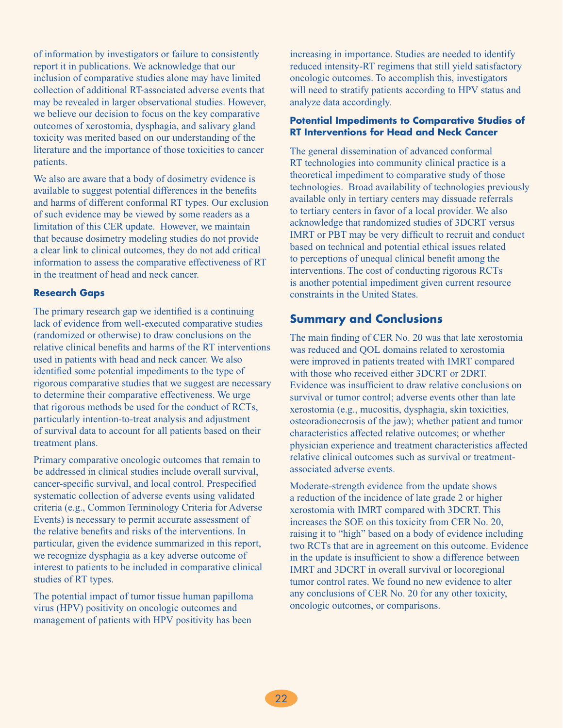of information by investigators or failure to consistently report it in publications. We acknowledge that our inclusion of comparative studies alone may have limited collection of additional RT-associated adverse events that may be revealed in larger observational studies. However, we believe our decision to focus on the key comparative outcomes of xerostomia, dysphagia, and salivary gland toxicity was merited based on our understanding of the literature and the importance of those toxicities to cancer patients.

We also are aware that a body of dosimetry evidence is available to suggest potential differences in the benefits and harms of different conformal RT types. Our exclusion of such evidence may be viewed by some readers as a limitation of this CER update. However, we maintain that because dosimetry modeling studies do not provide a clear link to clinical outcomes, they do not add critical information to assess the comparative effectiveness of RT in the treatment of head and neck cancer.

### Research Gaps

The primary research gap we identified is a continuing lack of evidence from well-executed comparative studies (randomized or otherwise) to draw conclusions on the relative clinical benefits and harms of the RT interventions used in patients with head and neck cancer. We also identified some potential impediments to the type of rigorous comparative studies that we suggest are necessary to determine their comparative effectiveness. We urge that rigorous methods be used for the conduct of RCTs, particularly intention-to-treat analysis and adjustment of survival data to account for all patients based on their treatment plans.

Primary comparative oncologic outcomes that remain to be addressed in clinical studies include overall survival, cancer-specific survival, and local control. Prespecified systematic collection of adverse events using validated criteria (e.g., Common Terminology Criteria for Adverse Events) is necessary to permit accurate assessment of the relative benefits and risks of the interventions. In particular, given the evidence summarized in this report, we recognize dysphagia as a key adverse outcome of interest to patients to be included in comparative clinical studies of RT types.

The potential impact of tumor tissue human papilloma virus (HPV) positivity on oncologic outcomes and management of patients with HPV positivity has been increasing in importance. Studies are needed to identify reduced intensity-RT regimens that still yield satisfactory oncologic outcomes. To accomplish this, investigators will need to stratify patients according to HPV status and analyze data accordingly.

### Potential Impediments to Comparative Studies of RT Interventions for Head and Neck Cancer

The general dissemination of advanced conformal RT technologies into community clinical practice is a theoretical impediment to comparative study of those technologies. Broad availability of technologies previously available only in tertiary centers may dissuade referrals to tertiary centers in favor of a local provider. We also acknowledge that randomized studies of 3DCRT versus IMRT or PBT may be very difficult to recruit and conduct based on technical and potential ethical issues related to perceptions of unequal clinical benefit among the interventions. The cost of conducting rigorous RCTs is another potential impediment given current resource constraints in the United States.

## Summary and Conclusions

The main finding of CER No. 20 was that late xerostomia was reduced and QOL domains related to xerostomia were improved in patients treated with IMRT compared with those who received either 3DCRT or 2DRT. Evidence was insufficient to draw relative conclusions on survival or tumor control; adverse events other than late xerostomia (e.g., mucositis, dysphagia, skin toxicities, osteoradionecrosis of the jaw); whether patient and tumor characteristics affected relative outcomes; or whether physician experience and treatment characteristics affected relative clinical outcomes such as survival or treatment-associated adverse events.

Moderate-strength evidence from the update shows a reduction of the incidence of late grade 2 or higher xerostomia with IMRT compared with 3DCRT. This increases the SOE on this toxicity from CER No. 20, raising it to "high" based on a body of evidence including two RCTs that are in agreement on this outcome. Evidence in the update is insufficient to show a difference between IMRT and 3DCRT in overall survival or locoregional tumor control rates. We found no new evidence to alter any conclusions of CER No. 20 for any other toxicity, oncologic outcomes, or comparisons.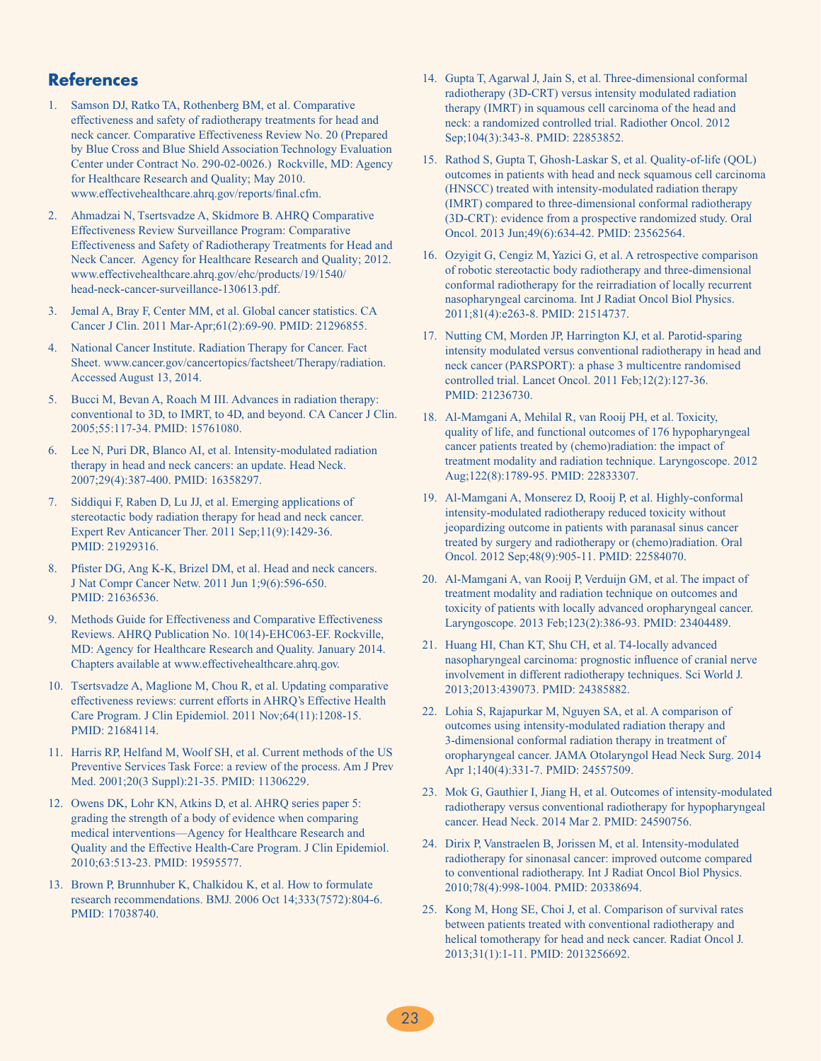## References

1. Samson DJ, Ratko TA, Rothenberg BM, et al. Comparative effectiveness and safety of radiotherapy treatments for head and neck cancer. Comparative Effectiveness Review No. 20 (Prepared by Blue Cross and Blue Shield Association Technology Evaluation Center under Contract No. 290-02-0026.) Rockville, MD: Agency for Healthcare Research and Quality; May 2010. www.effectivehealthcare.ahrq.gov/reports/final.cfm.

2. Ahmadzai N, Tsertsvadze A, Skidmore B. AHRQ Comparative Effectiveness Review Surveillance Program: Comparative Effectiveness and Safety of Radiotherapy Treatments for Head and Neck Cancer. Agency for Healthcare Research and Quality; 2012. www.effectivehealthcare.ahrq.gov/ehc/products/19/1540/head-neck-cancer-surveillance-130613.pdf.

3. Jemal A, Bray F, Center MM, et al. Global cancer statistics. CA Cancer J Clin. 2011 Mar-Apr;61(2):69-90. PMID: 21296855.

4. National Cancer Institute. Radiation Therapy for Cancer. Fact Sheet. www.cancer.gov/cancertopics/factsheet/Therapy/radiation. Accessed August 13, 2014.

5. Bucci M, Bevan A, Roach M III. Advances in radiation therapy: conventional to 3D, to IMRT, to 4D, and beyond. CA Cancer J Clin. 2005;55:117-34. PMID: 15761080.

6. Lee N, Puri DR, Blanco AI, et al. Intensity-modulated radiation therapy in head and neck cancers: an update. Head Neck. 2007;29(4):387-400. PMID: 16358297.

7. Siddiqui F, Raben D, Lu JJ, et al. Emerging applications of stereotactic body radiation therapy for head and neck cancer. Expert Rev Anticancer Ther. 2011 Sep;11(9):1429-36. PMID: 21929316.

8. Pfister DG, Ang K-K, Brizel DM, et al. Head and neck cancers. J Nat Compr Cancer Netw. 2011 Jun 1;9(6):596-650. PMID: 21636536.

9. Methods Guide for Effectiveness and Comparative Effectiveness Reviews. AHRQ Publication No. 10(14)-EHC063-EF. Rockville, MD: Agency for Healthcare Research and Quality. January 2014. Chapters available at www.effectivehealthcare.ahrq.gov.

10. Tsertsvadze A, Maglione M, Chou R, et al. Updating comparative effectiveness reviews: current efforts in AHRQ's Effective Health Care Program. J Clin Epidemiol. 2011 Nov;64(11):1208-15. PMID: 21684114.

11. Harris RP, Helfand M, Woolf SH, et al. Current methods of the US Preventive Services Task Force: a review of the process. Am J Prev Med. 2001;20(3 Suppl):21-35. PMID: 11306229.

12. Owens DK, Lohr KN, Atkins D, et al. AHRQ series paper 5: grading the strength of a body of evidence when comparing medical interventions—Agency for Healthcare Research and Quality and the Effective Health-Care Program. J Clin Epidemiol. 2010;63:513-23. PMID: 19595577.

13. Brown P, Brunnhuber K, Chalkidou K, et al. How to formulate research recommendations. BMJ. 2006 Oct 14;333(7572):804-6. PMID: 17038740.

14. Gupta T, Agarwal J, Jain S, et al. Three-dimensional conformal radiotherapy (3D-CRT) versus intensity modulated radiation therapy (IMRT) in squamous cell carcinoma of the head and neck: a randomized controlled trial. Radiother Oncol. 2012 Sep;104(3):343-8. PMID: 22853852.

15. Rathod S, Gupta T, Ghosh-Laskar S, et al. Quality-of-life (QOL) outcomes in patients with head and neck squamous cell carcinoma (HNSCC) treated with intensity-modulated radiation therapy (IMRT) compared to three-dimensional conformal radiotherapy (3D-CRT): evidence from a prospective randomized study. Oral Oncol. 2013 Jun;49(6):634-42. PMID: 23562564.

16. Ozyigit G, Cengiz M, Yazici G, et al. A retrospective comparison of robotic stereotactic body radiotherapy and three-dimensional conformal radiotherapy for the reirradiation of locally recurrent nasopharyngeal carcinoma. Int J Radiat Oncol Biol Physics. 2011;81(4):e263-8. PMID: 21514737.

17. Nutting CM, Morden JP, Harrington KJ, et al. Parotid-sparing intensity modulated versus conventional radiotherapy in head and neck cancer (PARSPORT): a phase 3 multicentre randomised controlled trial. Lancet Oncol. 2011 Feb;12(2):127-36. PMID: 21236730.

18. Al-Mamgani A, Mehilal R, van Rooij PH, et al. Toxicity, quality of life, and functional outcomes of 176 hypopharyngeal cancer patients treated by (chemo)radiation: the impact of treatment modality and radiation technique. Laryngoscope. 2012 Aug;122(8):1789-95. PMID: 22833307.

19. Al-Mamgani A, Monserez D, Rooij P, et al. Highly-conformal intensity-modulated radiotherapy reduced toxicity without jeopardizing outcome in patients with paranasal sinus cancer treated by surgery and radiotherapy or (chemo)radiation. Oral Oncol. 2012 Sep;48(9):905-11. PMID: 22584070.

20. Al-Mamgani A, van Rooij P, Verduijn GM, et al. The impact of treatment modality and radiation technique on outcomes and toxicity of patients with locally advanced oropharyngeal cancer. Laryngoscope. 2013 Feb;123(2):386-93. PMID: 23404489.

21. Huang HI, Chan KT, Shu CH, et al. T4-locally advanced nasopharyngeal carcinoma: prognostic influence of cranial nerve involvement in different radiotherapy techniques. Sci World J. 2013;2013:439073. PMID: 24385882.

22. Lohia S, Rajapurkar M, Nguyen SA, et al. A comparison of outcomes using intensity-modulated radiation therapy and 3-dimensional conformal radiation therapy in treatment of oropharyngeal cancer. JAMA Otolaryngol Head Neck Surg. 2014 Apr 1;140(4):331-7. PMID: 24557509.

23. Mok G, Gauthier I, Jiang H, et al. Outcomes of intensity-modulated radiotherapy versus conventional radiotherapy for hypopharyngeal cancer. Head Neck. 2014 Mar 2. PMID: 24590756.

24. Dirix P, Vanstraelen B, Jorissen M, et al. Intensity-modulated radiotherapy for sinonasal cancer: improved outcome compared to conventional radiotherapy. Int J Radiat Oncol Biol Physics. 2010;78(4):998-1004. PMID: 20338694.

25. Kong M, Hong SE, Choi J, et al. Comparison of survival rates between patients treated with conventional radiotherapy and helical tomotherapy for head and neck cancer. Radiat Oncol J. 2013;31(1):1-11. PMID: 2013256692.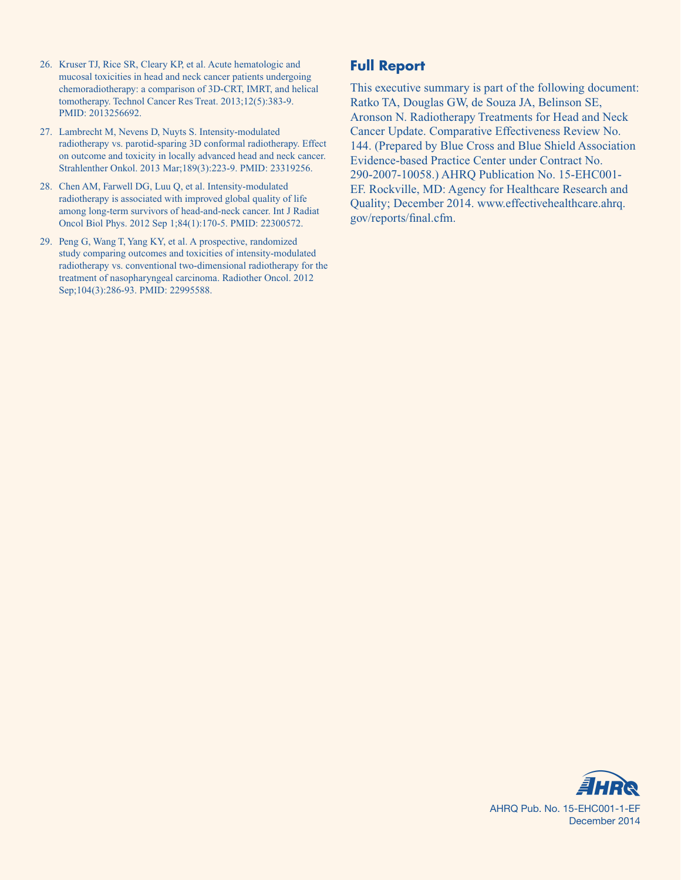26. Kruser TJ, Rice SR, Cleary KP, et al. Acute hematologic and mucosal toxicities in head and neck cancer patients undergoing chemoradiotherapy: a comparison of 3D-CRT, IMRT, and helical tomotherapy. Technol Cancer Res Treat. 2013;12(5):383-9. PMID: 2013256692.

27. Lambrecht M, Nevens D, Nuyts S. Intensity-modulated radiotherapy vs. parotid-sparing 3D conformal radiotherapy. Effect on outcome and toxicity in locally advanced head and neck cancer. Strahlenther Onkol. 2013 Mar;189(3):223-9. PMID: 23319256.

28. Chen AM, Farwell DG, Luu Q, et al. Intensity-modulated radiotherapy is associated with improved global quality of life among long-term survivors of head-and-neck cancer. Int J Radiat Oncol Biol Phys. 2012 Sep 1;84(1):170-5. PMID: 22300572.

29. Peng G, Wang T, Yang KY, et al. A prospective, randomized study comparing outcomes and toxicities of intensity-modulated radiotherapy vs. conventional two-dimensional radiotherapy for the treatment of nasopharyngeal carcinoma. Radiother Oncol. 2012 Sep;104(3):286-93. PMID: 22995588.

## Full Report

This executive summary is part of the following document: Ratko TA, Douglas GW, de Souza JA, Belinson SE, Aronson N. Radiotherapy Treatments for Head and Neck Cancer Update. Comparative Effectiveness Review No. 144. (Prepared by Blue Cross and Blue Shield Association Evidence-based Practice Center under Contract No. 290-2007-10058.) AHRQ Publication No. 15-EHC001-EF. Rockville, MD: Agency for Healthcare Research and Quality; December 2014. www.effectivehealthcare.ahrq.gov/reports/final.cfm.

AHRQ

AHRQ Pub. No. 15-EHC001-1-EF
December 2014